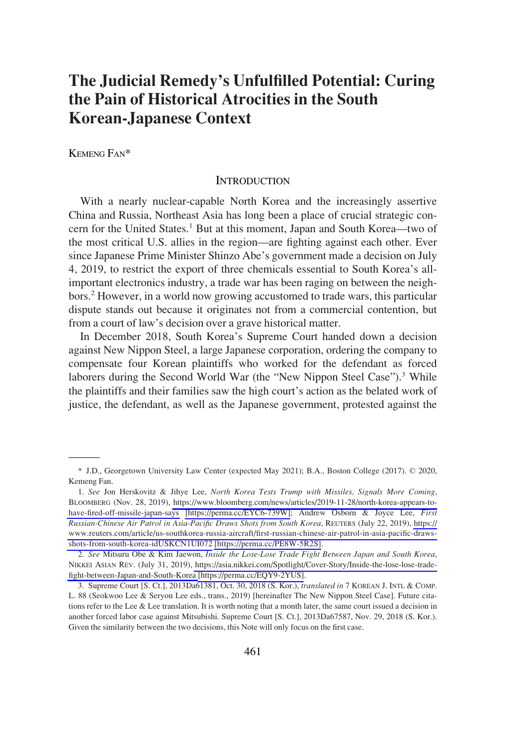# The Judicial Remedy's Unfulfilled Potential: Curing the Pain of Historical Atrocities in the South Korean-Japanese Context

KEMENG FAN*

## INTRODUCTION

With a nearly nuclear-capable North Korea and the increasingly assertive China and Russia, Northeast Asia has long been a place of crucial strategic concern for the United States.[1] But at this moment, Japan and South Korea—two of the most critical U.S. allies in the region—are fighting against each other. Ever since Japanese Prime Minister Shinzo Abe's government made a decision on July 4, 2019, to restrict the export of three chemicals essential to South Korea's all-important electronics industry, a trade war has been raging on between the neighbors.[2] However, in a world now growing accustomed to trade wars, this particular dispute stands out because it originates not from a commercial contention, but from a court of law's decision over a grave historical matter.

In December 2018, South Korea's Supreme Court handed down a decision against New Nippon Steel, a large Japanese corporation, ordering the company to compensate four Korean plaintiffs who worked for the defendant as forced laborers during the Second World War (the "New Nippon Steel Case").[3] While the plaintiffs and their families saw the high court's action as the belated work of justice, the defendant, as well as the Japanese government, protested against the

---

\* J.D., Georgetown University Law Center (expected May 2021); B.A., Boston College (2017). © 2020, Kemeng Fan.

1. *See* Jon Herskovitz & Jihye Lee, *North Korea Tests Trump with Missiles, Signals More Coming*, BLOOMBERG (Nov. 28, 2019), https://www.bloomberg.com/news/articles/2019-11-28/north-korea-appears-to-have-fired-off-missile-japan-says [https://perma.cc/EYC6-739W]; Andrew Osborn & Joyce Lee, *First Russian-Chinese Air Patrol in Asia-Pacific Draws Shots from South Korea*, REUTERS (July 22, 2019), https://www.reuters.com/article/us-southkorea-russia-aircraft/first-russian-chinese-air-patrol-in-asia-pacific-draws-shots-from-south-korea-idUSKCN1UI072 [https://perma.cc/PE8W-5R2S].

2. *See* Mitsuru Obe & Kim Jaewon, *Inside the Lose-Lose Trade Fight Between Japan and South Korea*, NIKKEI ASIAN REV. (July 31, 2019), https://asia.nikkei.com/Spotlight/Cover-Story/Inside-the-lose-lose-trade-fight-between-Japan-and-South-Korea [https://perma.cc/EQY9-2YUS].

3. Supreme Court [S. Ct.], 2013Da61381, Oct. 30, 2018 (S. Kor.), *translated in* 7 KOREAN J. INTL & COMP. L. 88 (Seokwoo Lee & Seryon Lee eds., trans., 2019) [hereinafter The New Nippon Steel Case]. Future citations refer to the Lee & Lee translation. It is worth noting that a month later, the same court issued a decision in another forced labor case against Mitsubishi. Supreme Court [S. Ct.], 2013Da67587, Nov. 29, 2018 (S. Kor.). Given the similarity between the two decisions, this Note will only focus on the first case.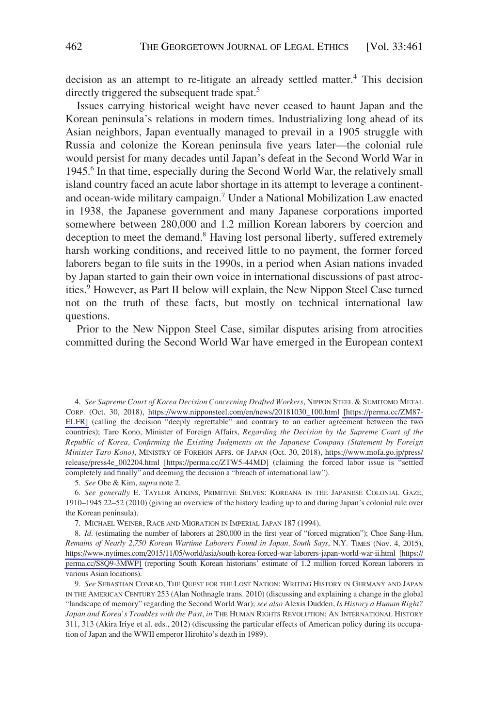decision as an attempt to re-litigate an already settled matter.[4] This decision directly triggered the subsequent trade spat.[5]

Issues carrying historical weight have never ceased to haunt Japan and the Korean peninsula's relations in modern times. Industrializing long ahead of its Asian neighbors, Japan eventually managed to prevail in a 1905 struggle with Russia and colonize the Korean peninsula five years later—the colonial rule would persist for many decades until Japan's defeat in the Second World War in 1945.[6] In that time, especially during the Second World War, the relatively small island country faced an acute labor shortage in its attempt to leverage a continent- and ocean-wide military campaign.[7] Under a National Mobilization Law enacted in 1938, the Japanese government and many Japanese corporations imported somewhere between 280,000 and 1.2 million Korean laborers by coercion and deception to meet the demand.[8] Having lost personal liberty, suffered extremely harsh working conditions, and received little to no payment, the former forced laborers began to file suits in the 1990s, in a period when Asian nations invaded by Japan started to gain their own voice in international discussions of past atrocities.[9] However, as Part II below will explain, the New Nippon Steel Case turned not on the truth of these facts, but mostly on technical international law questions.

Prior to the New Nippon Steel Case, similar disputes arising from atrocities committed during the Second World War have emerged in the European context

---

4. *See Supreme Court of Korea Decision Concerning Drafted Workers*, NIPPON STEEL & SUMITOMO METAL CORP. (Oct. 30, 2018), https://www.nipponsteel.com/en/news/20181030_100.html [https://perma.cc/ZM87-ELFR] (calling the decision "deeply regrettable" and contrary to an earlier agreement between the two countries); Taro Kono, Minister of Foreign Affairs, *Regarding the Decision by the Supreme Court of the Republic of Korea, Confirming the Existing Judgments on the Japanese Company (Statement by Foreign Minister Taro Kono)*, MINISTRY OF FOREIGN AFFS. OF JAPAN (Oct. 30, 2018), https://www.mofa.go.jp/press/release/press4e_002204.html [https://perma.cc/ZTW5-44MD] (claiming the forced labor issue is "settled completely and finally" and deeming the decision a "breach of international law").

5. *See* Obe & Kim, *supra* note 2.

6. *See generally* E. TAYLOR ATKINS, PRIMITIVE SELVES: KOREANA IN THE JAPANESE COLONIAL GAZE, 1910–1945 22–52 (2010) (giving an overview of the history leading up to and during Japan's colonial rule over the Korean peninsula).

7. MICHAEL WEINER, RACE AND MIGRATION IN IMPERIAL JAPAN 187 (1994).

8. *Id*. (estimating the number of laborers at 280,000 in the first year of "forced migration"); Choe Sang-Hun, *Remains of Nearly 2,750 Korean Wartime Laborers Found in Japan, South Says*, N.Y. TIMES (Nov. 4, 2015), https://www.nytimes.com/2015/11/05/world/asia/south-korea-forced-war-laborers-japan-world-war-ii.html [https://perma.cc/S8Q9-3MWP] (reporting South Korean historians' estimate of 1.2 million forced Korean laborers in various Asian locations).

9. *See* SEBASTIAN CONRAD, THE QUEST FOR THE LOST NATION: WRITING HISTORY IN GERMANY AND JAPAN IN THE AMERICAN CENTURY 253 (Alan Nothnagle trans. 2010) (discussing and explaining a change in the global "landscape of memory" regarding the Second World War); *see also* Alexis Dudden, *Is History a Human Right? Japan and Korea's Troubles with the Past*, *in* THE HUMAN RIGHTS REVOLUTION: AN INTERNATIONAL HISTORY 311, 313 (Akira Iriye et al. eds., 2012) (discussing the particular effects of American policy during its occupation of Japan and the WWII emperor Hirohito's death in 1989).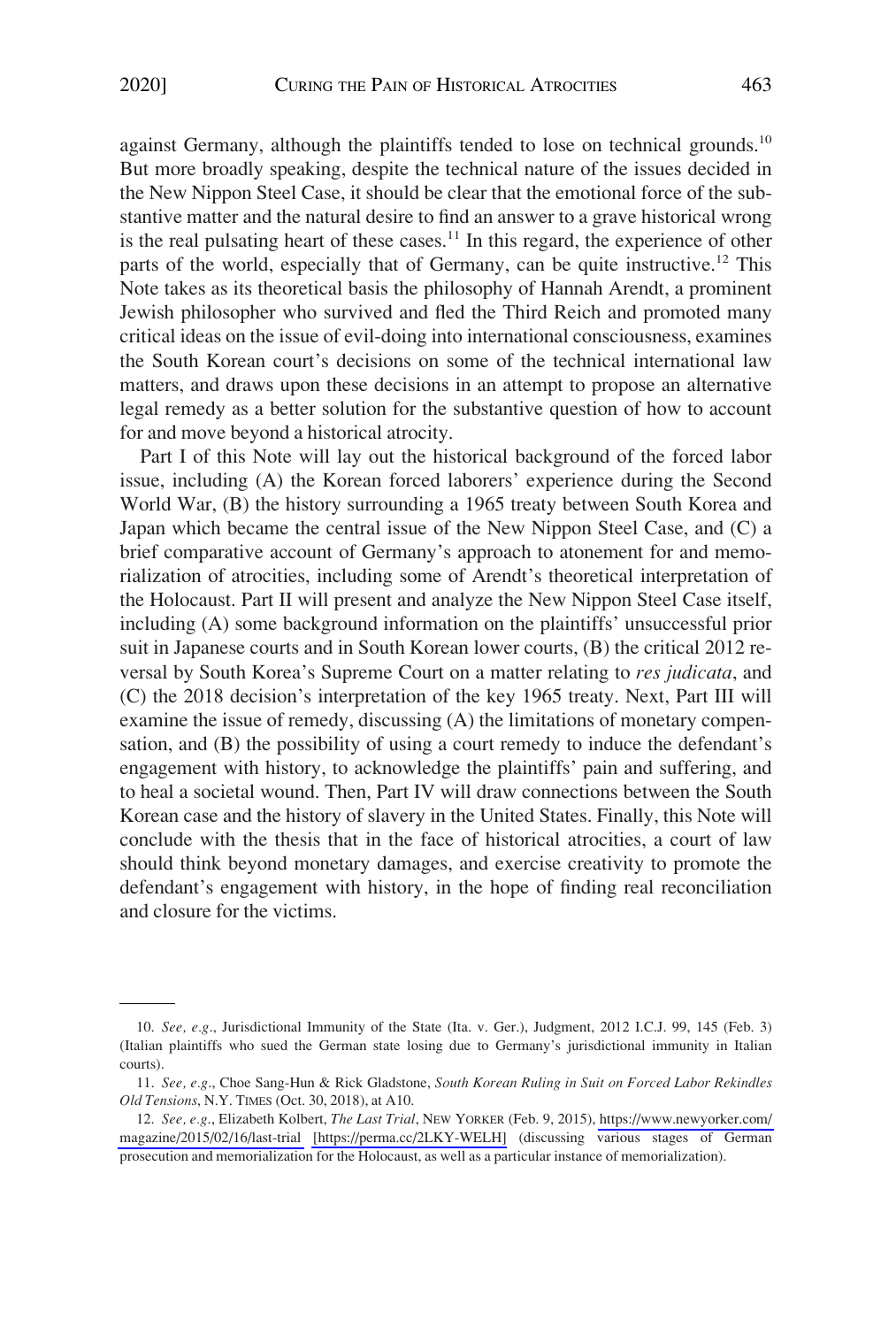against Germany, although the plaintiffs tended to lose on technical grounds.[10] But more broadly speaking, despite the technical nature of the issues decided in the New Nippon Steel Case, it should be clear that the emotional force of the substantive matter and the natural desire to find an answer to a grave historical wrong is the real pulsating heart of these cases.[11] In this regard, the experience of other parts of the world, especially that of Germany, can be quite instructive.[12] This Note takes as its theoretical basis the philosophy of Hannah Arendt, a prominent Jewish philosopher who survived and fled the Third Reich and promoted many critical ideas on the issue of evil-doing into international consciousness, examines the South Korean court's decisions on some of the technical international law matters, and draws upon these decisions in an attempt to propose an alternative legal remedy as a better solution for the substantive question of how to account for and move beyond a historical atrocity.

Part I of this Note will lay out the historical background of the forced labor issue, including (A) the Korean forced laborers' experience during the Second World War, (B) the history surrounding a 1965 treaty between South Korea and Japan which became the central issue of the New Nippon Steel Case, and (C) a brief comparative account of Germany's approach to atonement for and memorialization of atrocities, including some of Arendt's theoretical interpretation of the Holocaust. Part II will present and analyze the New Nippon Steel Case itself, including (A) some background information on the plaintiffs' unsuccessful prior suit in Japanese courts and in South Korean lower courts, (B) the critical 2012 reversal by South Korea's Supreme Court on a matter relating to *res judicata*, and (C) the 2018 decision's interpretation of the key 1965 treaty. Next, Part III will examine the issue of remedy, discussing (A) the limitations of monetary compensation, and (B) the possibility of using a court remedy to induce the defendant's engagement with history, to acknowledge the plaintiffs' pain and suffering, and to heal a societal wound. Then, Part IV will draw connections between the South Korean case and the history of slavery in the United States. Finally, this Note will conclude with the thesis that in the face of historical atrocities, a court of law should think beyond monetary damages, and exercise creativity to promote the defendant's engagement with history, in the hope of finding real reconciliation and closure for the victims.

---

10. *See, e.g.*, Jurisdictional Immunity of the State (Ita. v. Ger.), Judgment, 2012 I.C.J. 99, 145 (Feb. 3) (Italian plaintiffs who sued the German state losing due to Germany's jurisdictional immunity in Italian courts).

11. *See, e.g.*, Choe Sang-Hun & Rick Gladstone, *South Korean Ruling in Suit on Forced Labor Rekindles Old Tensions*, N.Y. TIMES (Oct. 30, 2018), at A10.

12. *See, e.g.*, Elizabeth Kolbert, *The Last Trial*, NEW YORKER (Feb. 9, 2015), https://www.newyorker.com/magazine/2015/02/16/last-trial [https://perma.cc/2LKY-WELH] (discussing various stages of German prosecution and memorialization for the Holocaust, as well as a particular instance of memorialization).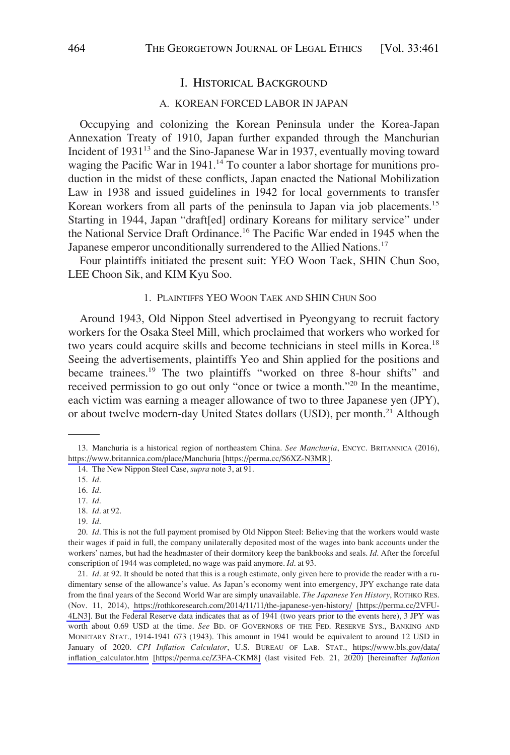# I. Historical Background

## A. Korean Forced Labor in Japan

Occupying and colonizing the Korean Peninsula under the Korea-Japan Annexation Treaty of 1910, Japan further expanded through the Manchurian Incident of 1931[13] and the Sino-Japanese War in 1937, eventually moving toward waging the Pacific War in 1941.[14] To counter a labor shortage for munitions production in the midst of these conflicts, Japan enacted the National Mobilization Law in 1938 and issued guidelines in 1942 for local governments to transfer Korean workers from all parts of the peninsula to Japan via job placements.[15] Starting in 1944, Japan "draft[ed] ordinary Koreans for military service" under the National Service Draft Ordinance.[16] The Pacific War ended in 1945 when the Japanese emperor unconditionally surrendered to the Allied Nations.[17]

Four plaintiffs initiated the present suit: YEO Woon Taek, SHIN Chun Soo, LEE Choon Sik, and KIM Kyu Soo.

### 1. Plaintiffs Yeo Woon Taek and Shin Chun Soo

Around 1943, Old Nippon Steel advertised in Pyeongyang to recruit factory workers for the Osaka Steel Mill, which proclaimed that workers who worked for two years could acquire skills and become technicians in steel mills in Korea.[18] Seeing the advertisements, plaintiffs Yeo and Shin applied for the positions and became trainees.[19] The two plaintiffs "worked on three 8-hour shifts" and received permission to go out only "once or twice a month."[20] In the meantime, each victim was earning a meager allowance of two to three Japanese yen (JPY), or about twelve modern-day United States dollars (USD), per month.[21] Although

---

13. Manchuria is a historical region of northeastern China. *See Manchuria*, ENCYC. BRITANNICA (2016), https://www.britannica.com/place/Manchuria [https://perma.cc/S6XZ-N3MR].

14. The New Nippon Steel Case, *supra* note 3, at 91.

15. *Id*.

16. *Id*.

17. *Id*.

18. *Id*. at 92.

19. *Id*.

20. *Id*. This is not the full payment promised by Old Nippon Steel: Believing that the workers would waste their wages if paid in full, the company unilaterally deposited most of the wages into bank accounts under the workers' names, but had the headmaster of their dormitory keep the bankbooks and seals. *Id*. After the forceful conscription of 1944 was completed, no wage was paid anymore. *Id*. at 93.

21. *Id*. at 92. It should be noted that this is a rough estimate, only given here to provide the reader with a rudimentary sense of the allowance's value. As Japan's economy went into emergency, JPY exchange rate data from the final years of the Second World War are simply unavailable. *The Japanese Yen History*, ROTHKO RES. (Nov. 11, 2014), https://rothkoresearch.com/2014/11/11/the-japanese-yen-history/ [https://perma.cc/2VFU-4LN3]. But the Federal Reserve data indicates that as of 1941 (two years prior to the events here), 3 JPY was worth about 0.69 USD at the time. *See* BD. OF GOVERNORS OF THE FED. RESERVE SYS., BANKING AND MONETARY STAT., 1914-1941 673 (1943). This amount in 1941 would be equivalent to around 12 USD in January of 2020. *CPI Inflation Calculator*, U.S. BUREAU OF LAB. STAT., https://www.bls.gov/data/inflation_calculator.htm [https://perma.cc/Z3FA-CKM8] (last visited Feb. 21, 2020) [hereinafter *Inflation*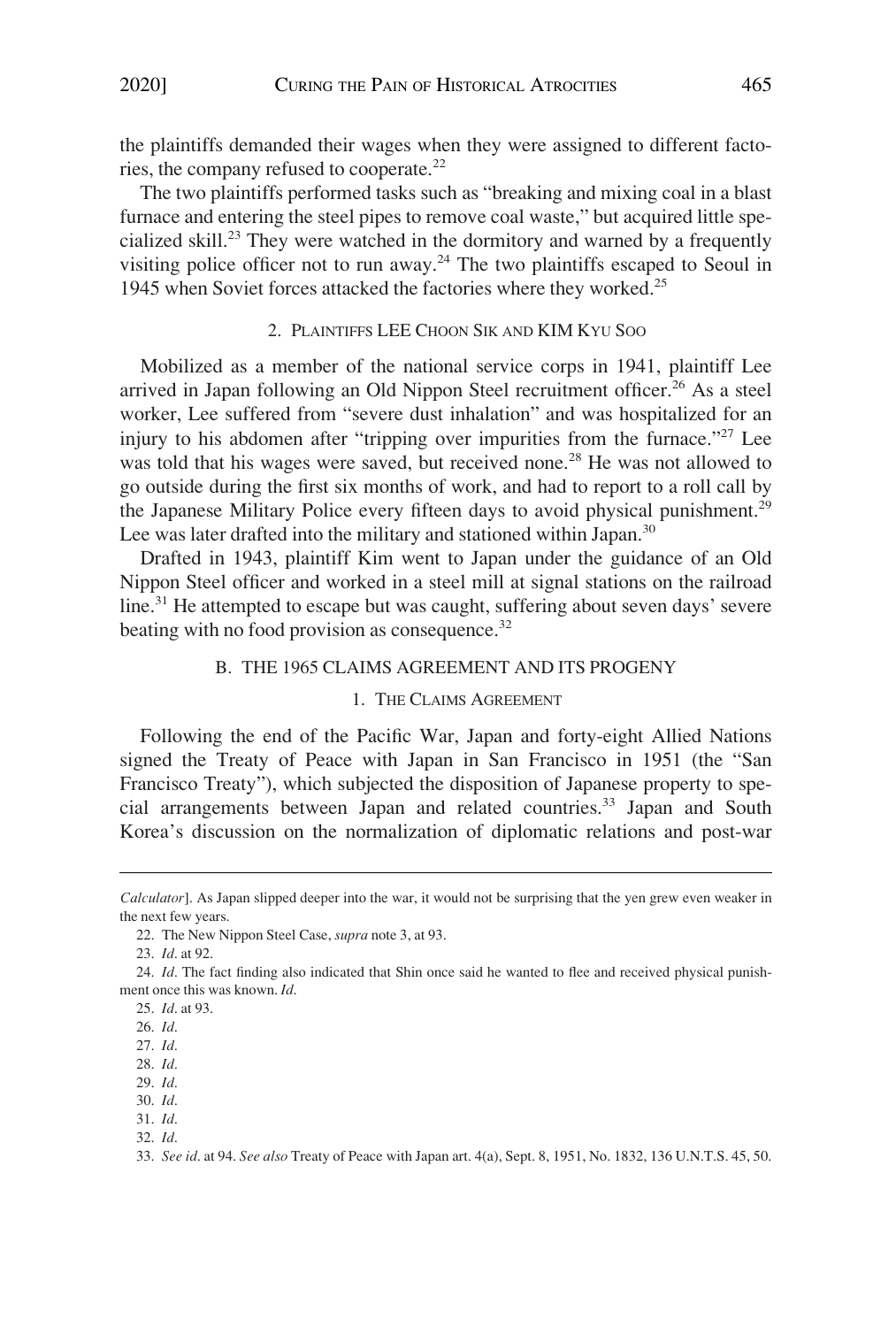the plaintiffs demanded their wages when they were assigned to different factories, the company refused to cooperate.[22]

The two plaintiffs performed tasks such as "breaking and mixing coal in a blast furnace and entering the steel pipes to remove coal waste," but acquired little specialized skill.[23] They were watched in the dormitory and warned by a frequently visiting police officer not to run away.[24] The two plaintiffs escaped to Seoul in 1945 when Soviet forces attacked the factories where they worked.[25]

#### 2. Plaintiffs LEE Choon Sik and KIM Kyu Soo

Mobilized as a member of the national service corps in 1941, plaintiff Lee arrived in Japan following an Old Nippon Steel recruitment officer.[26] As a steel worker, Lee suffered from "severe dust inhalation" and was hospitalized for an injury to his abdomen after "tripping over impurities from the furnace."[27] Lee was told that his wages were saved, but received none.[28] He was not allowed to go outside during the first six months of work, and had to report to a roll call by the Japanese Military Police every fifteen days to avoid physical punishment.[29] Lee was later drafted into the military and stationed within Japan.[30]

Drafted in 1943, plaintiff Kim went to Japan under the guidance of an Old Nippon Steel officer and worked in a steel mill at signal stations on the railroad line.[31] He attempted to escape but was caught, suffering about seven days' severe beating with no food provision as consequence.[32]

### B. The 1965 Claims Agreement and Its Progeny

#### 1. The Claims Agreement

Following the end of the Pacific War, Japan and forty-eight Allied Nations signed the Treaty of Peace with Japan in San Francisco in 1951 (the "San Francisco Treaty"), which subjected the disposition of Japanese property to special arrangements between Japan and related countries.[33] Japan and South Korea's discussion on the normalization of diplomatic relations and post-war

---

*Calculator*]. As Japan slipped deeper into the war, it would not be surprising that the yen grew even weaker in the next few years.

22. The New Nippon Steel Case, *supra* note 3, at 93.

23. *Id*. at 92.

24. *Id*. The fact finding also indicated that Shin once said he wanted to flee and received physical punishment once this was known. *Id*.

25. *Id*. at 93.

26. *Id*.

27. *Id*.

28. *Id*.

29. *Id*.

30. *Id*.

31. *Id*.

32. *Id*.

33. *See id*. at 94. *See also* Treaty of Peace with Japan art. 4(a), Sept. 8, 1951, No. 1832, 136 U.N.T.S. 45, 50.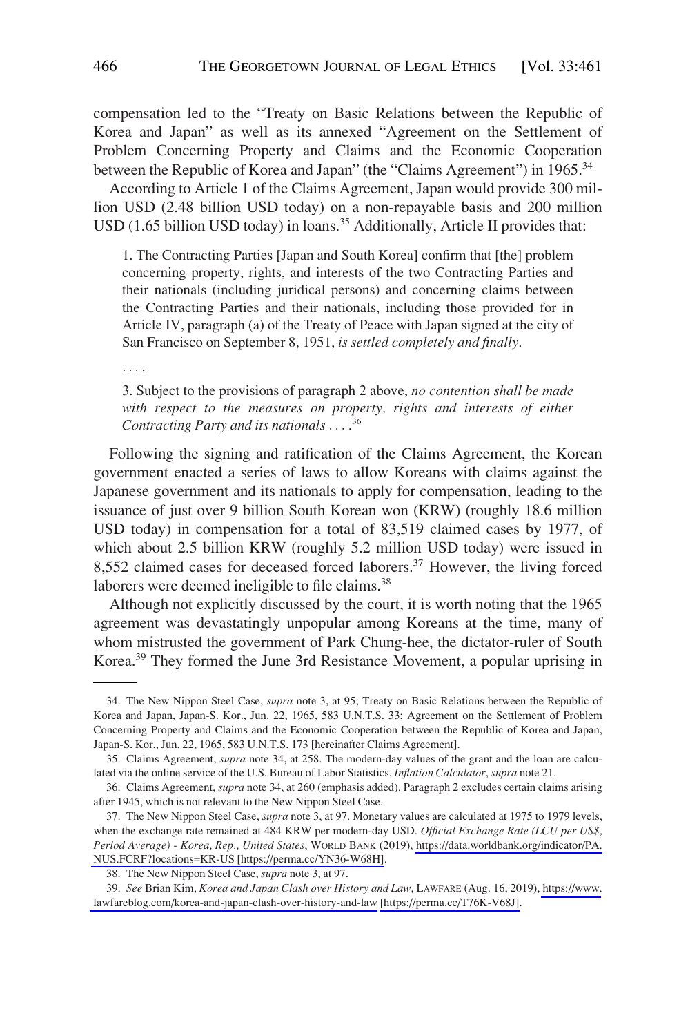compensation led to the "Treaty on Basic Relations between the Republic of Korea and Japan" as well as its annexed "Agreement on the Settlement of Problem Concerning Property and Claims and the Economic Cooperation between the Republic of Korea and Japan" (the "Claims Agreement") in 1965.[34]

According to Article 1 of the Claims Agreement, Japan would provide 300 million USD (2.48 billion USD today) on a non-repayable basis and 200 million USD (1.65 billion USD today) in loans.[35] Additionally, Article II provides that:

> 1. The Contracting Parties [Japan and South Korea] confirm that [the] problem concerning property, rights, and interests of the two Contracting Parties and their nationals (including juridical persons) and concerning claims between the Contracting Parties and their nationals, including those provided for in Article IV, paragraph (a) of the Treaty of Peace with Japan signed at the city of San Francisco on September 8, 1951, *is settled completely and finally*.
>
> . . . .
>
> 3. Subject to the provisions of paragraph 2 above, *no contention shall be made with respect to the measures on property, rights and interests of either Contracting Party and its nationals . . .* .[36]

Following the signing and ratification of the Claims Agreement, the Korean government enacted a series of laws to allow Koreans with claims against the Japanese government and its nationals to apply for compensation, leading to the issuance of just over 9 billion South Korean won (KRW) (roughly 18.6 million USD today) in compensation for a total of 83,519 claimed cases by 1977, of which about 2.5 billion KRW (roughly 5.2 million USD today) were issued in 8,552 claimed cases for deceased forced laborers.[37] However, the living forced laborers were deemed ineligible to file claims.[38]

Although not explicitly discussed by the court, it is worth noting that the 1965 agreement was devastatingly unpopular among Koreans at the time, many of whom mistrusted the government of Park Chung-hee, the dictator-ruler of South Korea.[39] They formed the June 3rd Resistance Movement, a popular uprising in

---

34. The New Nippon Steel Case, *supra* note 3, at 95; Treaty on Basic Relations between the Republic of Korea and Japan, Japan-S. Kor., Jun. 22, 1965, 583 U.N.T.S. 33; Agreement on the Settlement of Problem Concerning Property and Claims and the Economic Cooperation between the Republic of Korea and Japan, Japan-S. Kor., Jun. 22, 1965, 583 U.N.T.S. 173 [hereinafter Claims Agreement].

35. Claims Agreement, *supra* note 34, at 258. The modern-day values of the grant and the loan are calculated via the online service of the U.S. Bureau of Labor Statistics. *Inflation Calculator*, *supra* note 21.

36. Claims Agreement, *supra* note 34, at 260 (emphasis added). Paragraph 2 excludes certain claims arising after 1945, which is not relevant to the New Nippon Steel Case.

37. The New Nippon Steel Case, *supra* note 3, at 97. Monetary values are calculated at 1975 to 1979 levels, when the exchange rate remained at 484 KRW per modern-day USD. *Official Exchange Rate (LCU per US$, Period Average) - Korea, Rep., United States*, WORLD BANK (2019), https://data.worldbank.org/indicator/PA.NUS.FCRF?locations=KR-US [https://perma.cc/YN36-W68H].

38. The New Nippon Steel Case, *supra* note 3, at 97.

39. *See* Brian Kim, *Korea and Japan Clash over History and Law*, LAWFARE (Aug. 16, 2019), https://www.lawfareblog.com/korea-and-japan-clash-over-history-and-law [https://perma.cc/T76K-V68J].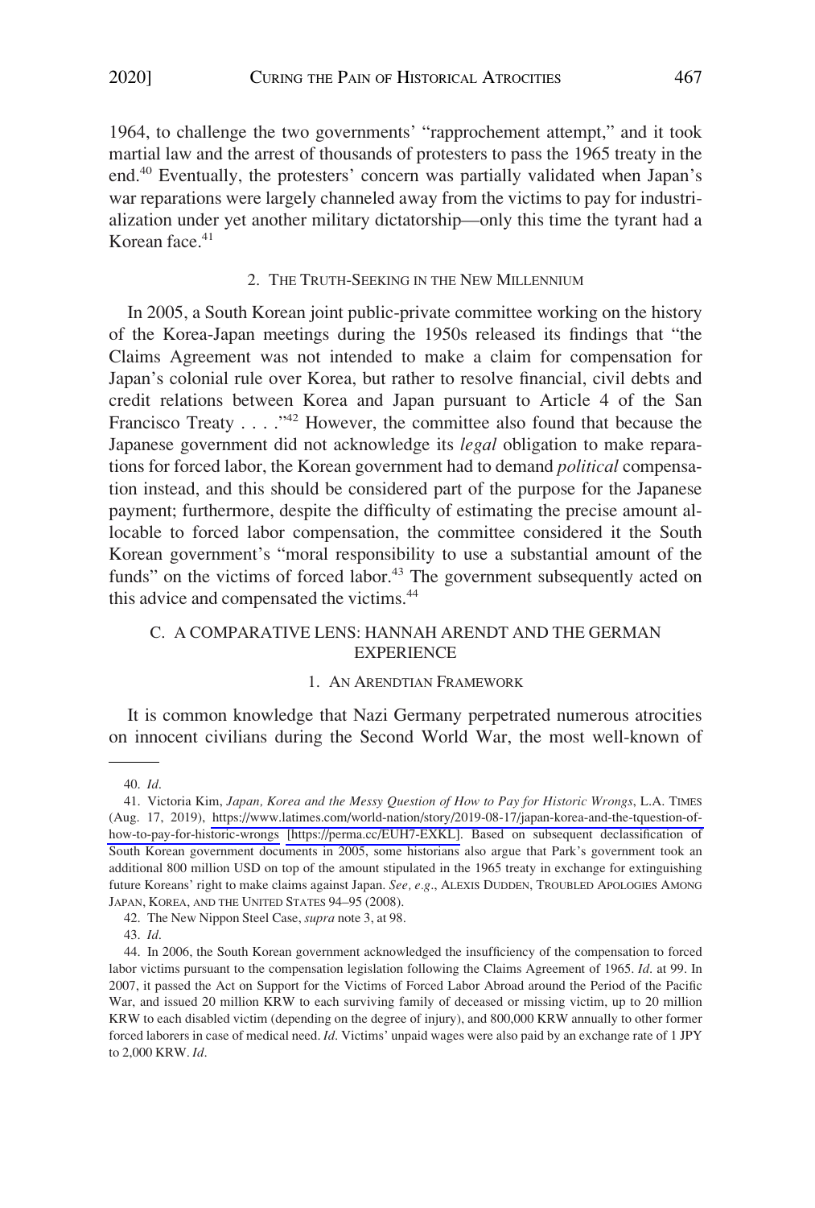1964, to challenge the two governments' "rapprochement attempt," and it took martial law and the arrest of thousands of protesters to pass the 1965 treaty in the end.[40] Eventually, the protesters' concern was partially validated when Japan's war reparations were largely channeled away from the victims to pay for industrialization under yet another military dictatorship—only this time the tyrant had a Korean face.[41]

### 2. THE TRUTH-SEEKING IN THE NEW MILLENNIUM

In 2005, a South Korean joint public-private committee working on the history of the Korea-Japan meetings during the 1950s released its findings that "the Claims Agreement was not intended to make a claim for compensation for Japan's colonial rule over Korea, but rather to resolve financial, civil debts and credit relations between Korea and Japan pursuant to Article 4 of the San Francisco Treaty . . . ."[42] However, the committee also found that because the Japanese government did not acknowledge its *legal* obligation to make reparations for forced labor, the Korean government had to demand *political* compensation instead, and this should be considered part of the purpose for the Japanese payment; furthermore, despite the difficulty of estimating the precise amount allocable to forced labor compensation, the committee considered it the South Korean government's "moral responsibility to use a substantial amount of the funds" on the victims of forced labor.[43] The government subsequently acted on this advice and compensated the victims.[44]

## C. A COMPARATIVE LENS: HANNAH ARENDT AND THE GERMAN EXPERIENCE

### 1. AN ARENDTIAN FRAMEWORK

It is common knowledge that Nazi Germany perpetrated numerous atrocities on innocent civilians during the Second World War, the most well-known of

---

40. *Id*.

41. Victoria Kim, *Japan, Korea and the Messy Question of How to Pay for Historic Wrongs*, L.A. TIMES (Aug. 17, 2019), https://www.latimes.com/world-nation/story/2019-08-17/japan-korea-and-the-tquestion-of-how-to-pay-for-historic-wrongs [https://perma.cc/EUH7-EXKL]. Based on subsequent declassification of South Korean government documents in 2005, some historians also argue that Park's government took an additional 800 million USD on top of the amount stipulated in the 1965 treaty in exchange for extinguishing future Koreans' right to make claims against Japan. *See, e.g*., ALEXIS DUDDEN, TROUBLED APOLOGIES AMONG JAPAN, KOREA, AND THE UNITED STATES 94–95 (2008).

42. The New Nippon Steel Case, *supra* note 3, at 98.

43. *Id*.

44. In 2006, the South Korean government acknowledged the insufficiency of the compensation to forced labor victims pursuant to the compensation legislation following the Claims Agreement of 1965. *Id*. at 99. In 2007, it passed the Act on Support for the Victims of Forced Labor Abroad around the Period of the Pacific War, and issued 20 million KRW to each surviving family of deceased or missing victim, up to 20 million KRW to each disabled victim (depending on the degree of injury), and 800,000 KRW annually to other former forced laborers in case of medical need. *Id*. Victims' unpaid wages were also paid by an exchange rate of 1 JPY to 2,000 KRW. *Id*.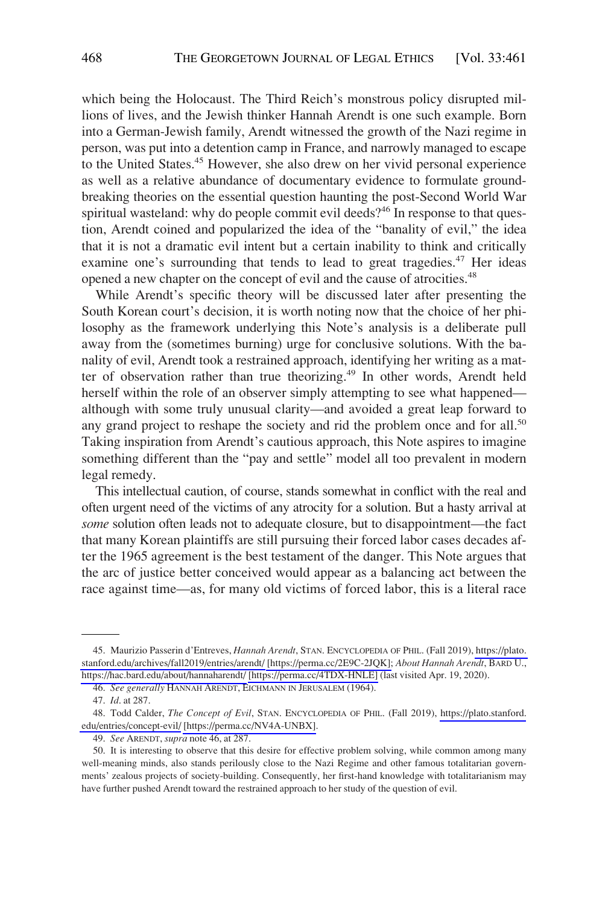which being the Holocaust. The Third Reich's monstrous policy disrupted millions of lives, and the Jewish thinker Hannah Arendt is one such example. Born into a German-Jewish family, Arendt witnessed the growth of the Nazi regime in person, was put into a detention camp in France, and narrowly managed to escape to the United States.[45] However, she also drew on her vivid personal experience as well as a relative abundance of documentary evidence to formulate groundbreaking theories on the essential question haunting the post-Second World War spiritual wasteland: why do people commit evil deeds?[46] In response to that question, Arendt coined and popularized the idea of the "banality of evil," the idea that it is not a dramatic evil intent but a certain inability to think and critically examine one's surrounding that tends to lead to great tragedies.[47] Her ideas opened a new chapter on the concept of evil and the cause of atrocities.[48]

While Arendt's specific theory will be discussed later after presenting the South Korean court's decision, it is worth noting now that the choice of her philosophy as the framework underlying this Note's analysis is a deliberate pull away from the (sometimes burning) urge for conclusive solutions. With the banality of evil, Arendt took a restrained approach, identifying her writing as a matter of observation rather than true theorizing.[49] In other words, Arendt held herself within the role of an observer simply attempting to see what happened—although with some truly unusual clarity—and avoided a great leap forward to any grand project to reshape the society and rid the problem once and for all.[50] Taking inspiration from Arendt's cautious approach, this Note aspires to imagine something different than the "pay and settle" model all too prevalent in modern legal remedy.

This intellectual caution, of course, stands somewhat in conflict with the real and often urgent need of the victims of any atrocity for a solution. But a hasty arrival at *some* solution often leads not to adequate closure, but to disappointment—the fact that many Korean plaintiffs are still pursuing their forced labor cases decades after the 1965 agreement is the best testament of the danger. This Note argues that the arc of justice better conceived would appear as a balancing act between the race against time—as, for many old victims of forced labor, this is a literal race

---

45. Maurizio Passerin d'Entreves, *Hannah Arendt*, STAN. ENCYCLOPEDIA OF PHIL. (Fall 2019), https://plato.stanford.edu/archives/fall2019/entries/arendt/ [https://perma.cc/2E9C-2JQK]; *About Hannah Arendt*, BARD U., https://hac.bard.edu/about/hannaharendt/ [https://perma.cc/4TDX-HNLE] (last visited Apr. 19, 2020).

46. *See generally* HANNAH ARENDT, EICHMANN IN JERUSALEM (1964).

47. *Id*. at 287.

48. Todd Calder, *The Concept of Evil*, STAN. ENCYCLOPEDIA OF PHIL. (Fall 2019), https://plato.stanford.edu/entries/concept-evil/ [https://perma.cc/NV4A-UNBX].

49. *See* ARENDT, *supra* note 46, at 287.

50. It is interesting to observe that this desire for effective problem solving, while common among many well-meaning minds, also stands perilously close to the Nazi Regime and other famous totalitarian governments' zealous projects of society-building. Consequently, her first-hand knowledge with totalitarianism may have further pushed Arendt toward the restrained approach to her study of the question of evil.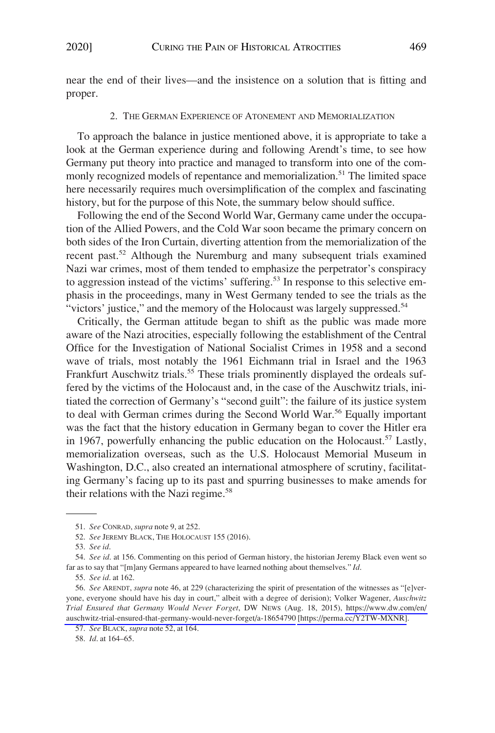near the end of their lives—and the insistence on a solution that is fitting and proper.

### 2. The German Experience of Atonement and Memorialization

To approach the balance in justice mentioned above, it is appropriate to take a look at the German experience during and following Arendt's time, to see how Germany put theory into practice and managed to transform into one of the commonly recognized models of repentance and memorialization.[51] The limited space here necessarily requires much oversimplification of the complex and fascinating history, but for the purpose of this Note, the summary below should suffice.

Following the end of the Second World War, Germany came under the occupation of the Allied Powers, and the Cold War soon became the primary concern on both sides of the Iron Curtain, diverting attention from the memorialization of the recent past.[52] Although the Nuremburg and many subsequent trials examined Nazi war crimes, most of them tended to emphasize the perpetrator's conspiracy to aggression instead of the victims' suffering.[53] In response to this selective emphasis in the proceedings, many in West Germany tended to see the trials as the "victors' justice," and the memory of the Holocaust was largely suppressed.[54]

Critically, the German attitude began to shift as the public was made more aware of the Nazi atrocities, especially following the establishment of the Central Office for the Investigation of National Socialist Crimes in 1958 and a second wave of trials, most notably the 1961 Eichmann trial in Israel and the 1963 Frankfurt Auschwitz trials.[55] These trials prominently displayed the ordeals suffered by the victims of the Holocaust and, in the case of the Auschwitz trials, initiated the correction of Germany's "second guilt": the failure of its justice system to deal with German crimes during the Second World War.[56] Equally important was the fact that the history education in Germany began to cover the Hitler era in 1967, powerfully enhancing the public education on the Holocaust.[57] Lastly, memorialization overseas, such as the U.S. Holocaust Memorial Museum in Washington, D.C., also created an international atmosphere of scrutiny, facilitating Germany's facing up to its past and spurring businesses to make amends for their relations with the Nazi regime.[58]

---

51. *See* CONRAD, *supra* note 9, at 252.

52. *See* JEREMY BLACK, THE HOLOCAUST 155 (2016).

53. *See id.*

54. *See id.* at 156. Commenting on this period of German history, the historian Jeremy Black even went so far as to say that "[m]any Germans appeared to have learned nothing about themselves." *Id.*

55. *See id.* at 162.

56. *See* ARENDT, *supra* note 46, at 229 (characterizing the spirit of presentation of the witnesses as "[e]veryone, everyone should have his day in court," albeit with a degree of derision); Volker Wagener, *Auschwitz Trial Ensured that Germany Would Never Forget*, DW NEWS (Aug. 18, 2015), https://www.dw.com/en/auschwitz-trial-ensured-that-germany-would-never-forget/a-18654790 [https://perma.cc/Y2TW-MXNR].

57. *See* BLACK, *supra* note 52, at 164.

58. *Id.* at 164–65.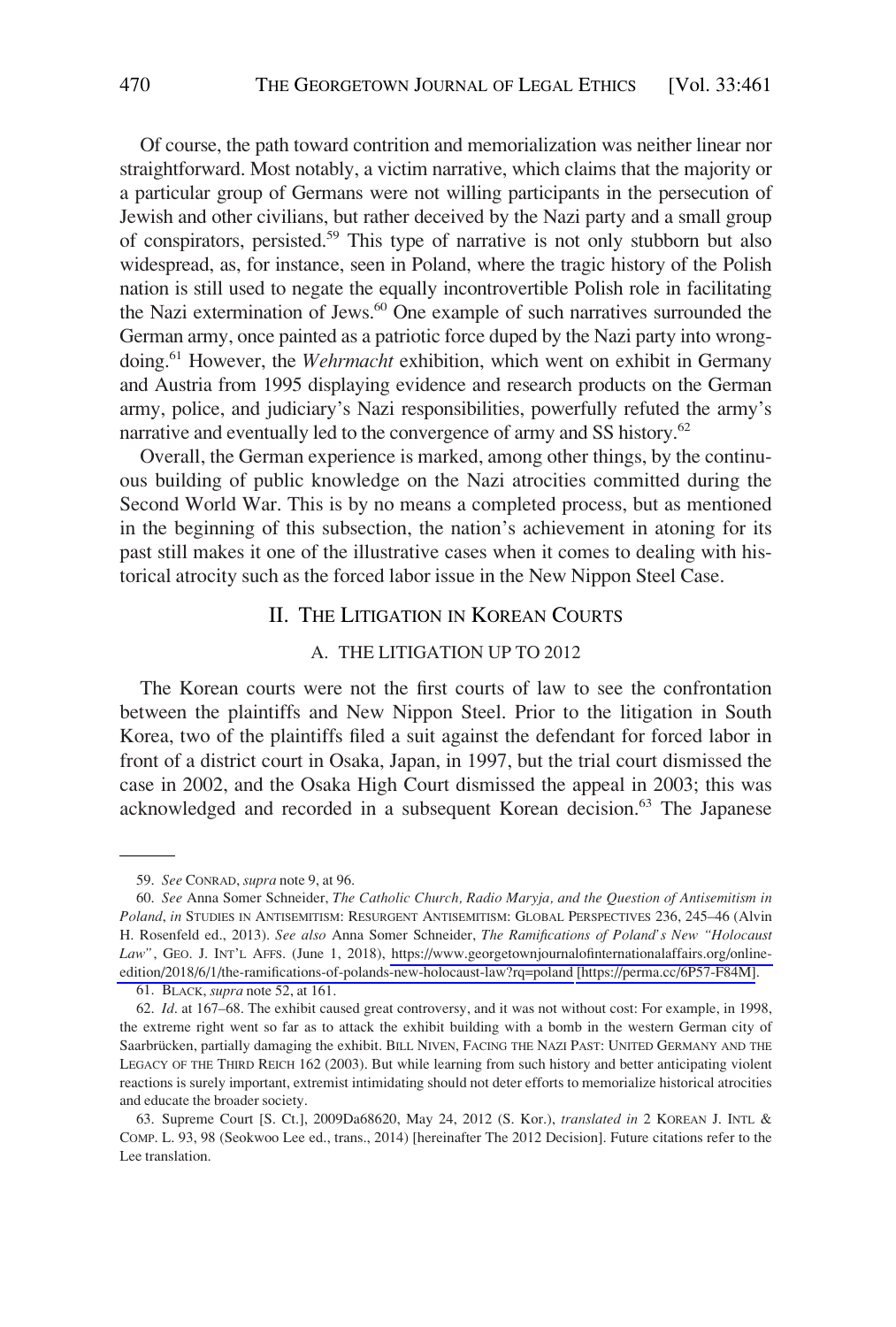Of course, the path toward contrition and memorialization was neither linear nor straightforward. Most notably, a victim narrative, which claims that the majority or a particular group of Germans were not willing participants in the persecution of Jewish and other civilians, but rather deceived by the Nazi party and a small group of conspirators, persisted.[59] This type of narrative is not only stubborn but also widespread, as, for instance, seen in Poland, where the tragic history of the Polish nation is still used to negate the equally incontrovertible Polish role in facilitating the Nazi extermination of Jews.[60] One example of such narratives surrounded the German army, once painted as a patriotic force duped by the Nazi party into wrongdoing.[61] However, the *Wehrmacht* exhibition, which went on exhibit in Germany and Austria from 1995 displaying evidence and research products on the German army, police, and judiciary's Nazi responsibilities, powerfully refuted the army's narrative and eventually led to the convergence of army and SS history.[62]

Overall, the German experience is marked, among other things, by the continuous building of public knowledge on the Nazi atrocities committed during the Second World War. This is by no means a completed process, but as mentioned in the beginning of this subsection, the nation's achievement in atoning for its past still makes it one of the illustrative cases when it comes to dealing with historical atrocity such as the forced labor issue in the New Nippon Steel Case.

## II. The Litigation in Korean Courts

### A. The Litigation up to 2012

The Korean courts were not the first courts of law to see the confrontation between the plaintiffs and New Nippon Steel. Prior to the litigation in South Korea, two of the plaintiffs filed a suit against the defendant for forced labor in front of a district court in Osaka, Japan, in 1997, but the trial court dismissed the case in 2002, and the Osaka High Court dismissed the appeal in 2003; this was acknowledged and recorded in a subsequent Korean decision.[63] The Japanese

---

59. *See* Conrad, *supra* note 9, at 96.

60. *See* Anna Somer Schneider, *The Catholic Church, Radio Maryja, and the Question of Antisemitism in Poland*, *in* Studies in Antisemitism: Resurgent Antisemitism: Global Perspectives 236, 245–46 (Alvin H. Rosenfeld ed., 2013). *See also* Anna Somer Schneider, *The Ramifications of Poland's New "Holocaust Law"*, Geo. J. Int'l Affs. (June 1, 2018), https://www.georgetownjournalofinternationalaffairs.org/online-edition/2018/6/1/the-ramifications-of-polands-new-holocaust-law?rq=poland [https://perma.cc/6P57-F84M].

61. Black, *supra* note 52, at 161.

62. *Id*. at 167–68. The exhibit caused great controversy, and it was not without cost: For example, in 1998, the extreme right went so far as to attack the exhibit building with a bomb in the western German city of Saarbrücken, partially damaging the exhibit. Bill Niven, Facing the Nazi Past: United Germany and the Legacy of the Third Reich 162 (2003). But while learning from such history and better anticipating violent reactions is surely important, extremist intimidating should not deter efforts to memorialize historical atrocities and educate the broader society.

63. Supreme Court [S. Ct.], 2009Da68620, May 24, 2012 (S. Kor.), *translated in* 2 Korean J. Intl & Comp. L. 93, 98 (Seokwoo Lee ed., trans., 2014) [hereinafter The 2012 Decision]. Future citations refer to the Lee translation.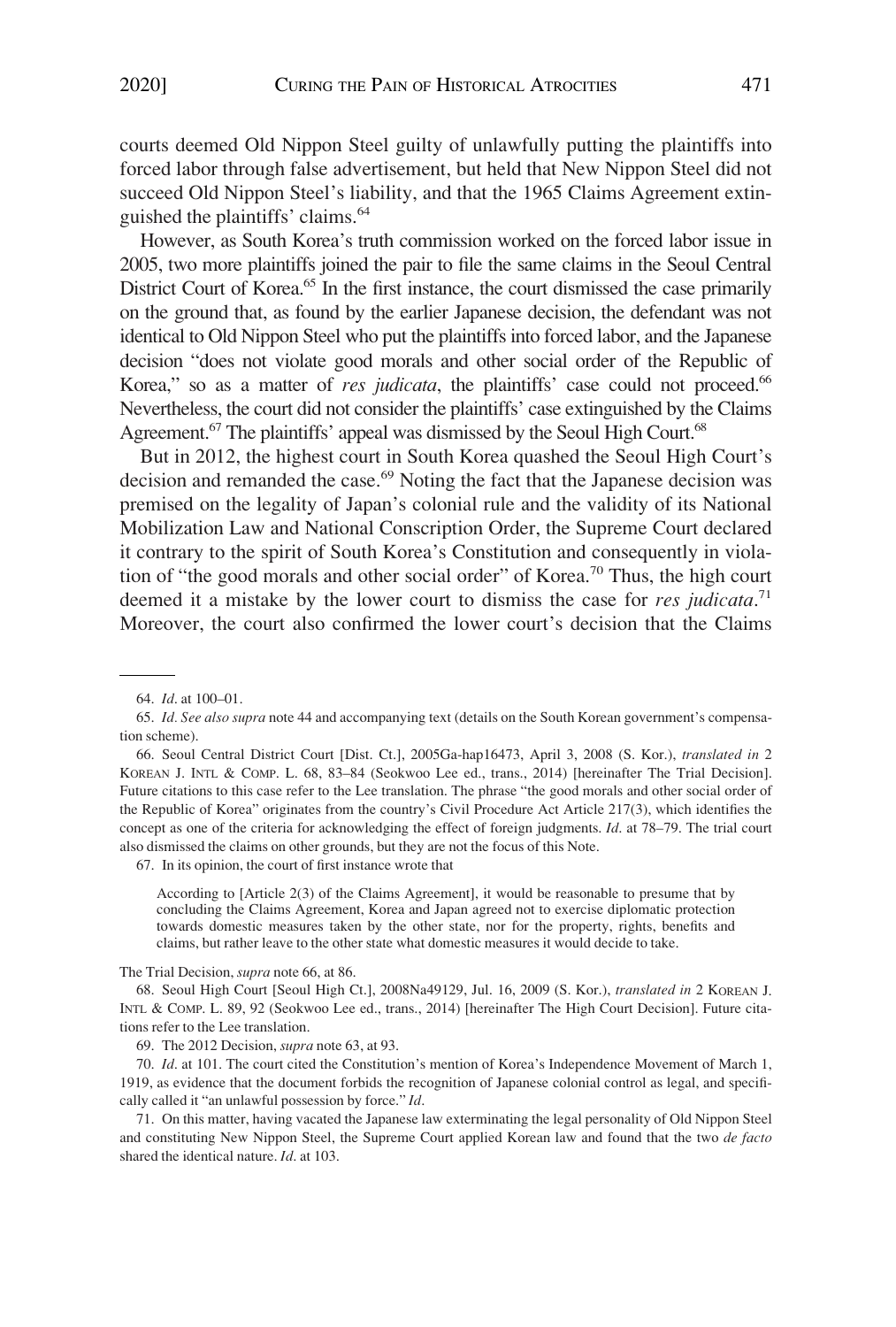courts deemed Old Nippon Steel guilty of unlawfully putting the plaintiffs into forced labor through false advertisement, but held that New Nippon Steel did not succeed Old Nippon Steel's liability, and that the 1965 Claims Agreement extinguished the plaintiffs' claims.[64]

However, as South Korea's truth commission worked on the forced labor issue in 2005, two more plaintiffs joined the pair to file the same claims in the Seoul Central District Court of Korea.[65] In the first instance, the court dismissed the case primarily on the ground that, as found by the earlier Japanese decision, the defendant was not identical to Old Nippon Steel who put the plaintiffs into forced labor, and the Japanese decision "does not violate good morals and other social order of the Republic of Korea," so as a matter of *res judicata*, the plaintiffs' case could not proceed.[66] Nevertheless, the court did not consider the plaintiffs' case extinguished by the Claims Agreement.[67] The plaintiffs' appeal was dismissed by the Seoul High Court.[68]

But in 2012, the highest court in South Korea quashed the Seoul High Court's decision and remanded the case.[69] Noting the fact that the Japanese decision was premised on the legality of Japan's colonial rule and the validity of its National Mobilization Law and National Conscription Order, the Supreme Court declared it contrary to the spirit of South Korea's Constitution and consequently in violation of "the good morals and other social order" of Korea.[70] Thus, the high court deemed it a mistake by the lower court to dismiss the case for *res judicata*.[71] Moreover, the court also confirmed the lower court's decision that the Claims

---

64. *Id*. at 100–01.

65. *Id*. *See also supra* note 44 and accompanying text (details on the South Korean government's compensation scheme).

66. Seoul Central District Court [Dist. Ct.], 2005Ga-hap16473, April 3, 2008 (S. Kor.), *translated in* 2 KOREAN J. INTL & COMP. L. 68, 83–84 (Seokwoo Lee ed., trans., 2014) [hereinafter The Trial Decision]. Future citations to this case refer to the Lee translation. The phrase "the good morals and other social order of the Republic of Korea" originates from the country's Civil Procedure Act Article 217(3), which identifies the concept as one of the criteria for acknowledging the effect of foreign judgments. *Id*. at 78–79. The trial court also dismissed the claims on other grounds, but they are not the focus of this Note.

67. In its opinion, the court of first instance wrote that

> According to [Article 2(3) of the Claims Agreement], it would be reasonable to presume that by concluding the Claims Agreement, Korea and Japan agreed not to exercise diplomatic protection towards domestic measures taken by the other state, nor for the property, rights, benefits and claims, but rather leave to the other state what domestic measures it would decide to take.

The Trial Decision, *supra* note 66, at 86.

68. Seoul High Court [Seoul High Ct.], 2008Na49129, Jul. 16, 2009 (S. Kor.), *translated in* 2 KOREAN J. INTL & COMP. L. 89, 92 (Seokwoo Lee ed., trans., 2014) [hereinafter The High Court Decision]. Future citations refer to the Lee translation.

69. The 2012 Decision, *supra* note 63, at 93.

70. *Id*. at 101. The court cited the Constitution's mention of Korea's Independence Movement of March 1, 1919, as evidence that the document forbids the recognition of Japanese colonial control as legal, and specifically called it "an unlawful possession by force." *Id*.

71. On this matter, having vacated the Japanese law exterminating the legal personality of Old Nippon Steel and constituting New Nippon Steel, the Supreme Court applied Korean law and found that the two *de facto* shared the identical nature. *Id*. at 103.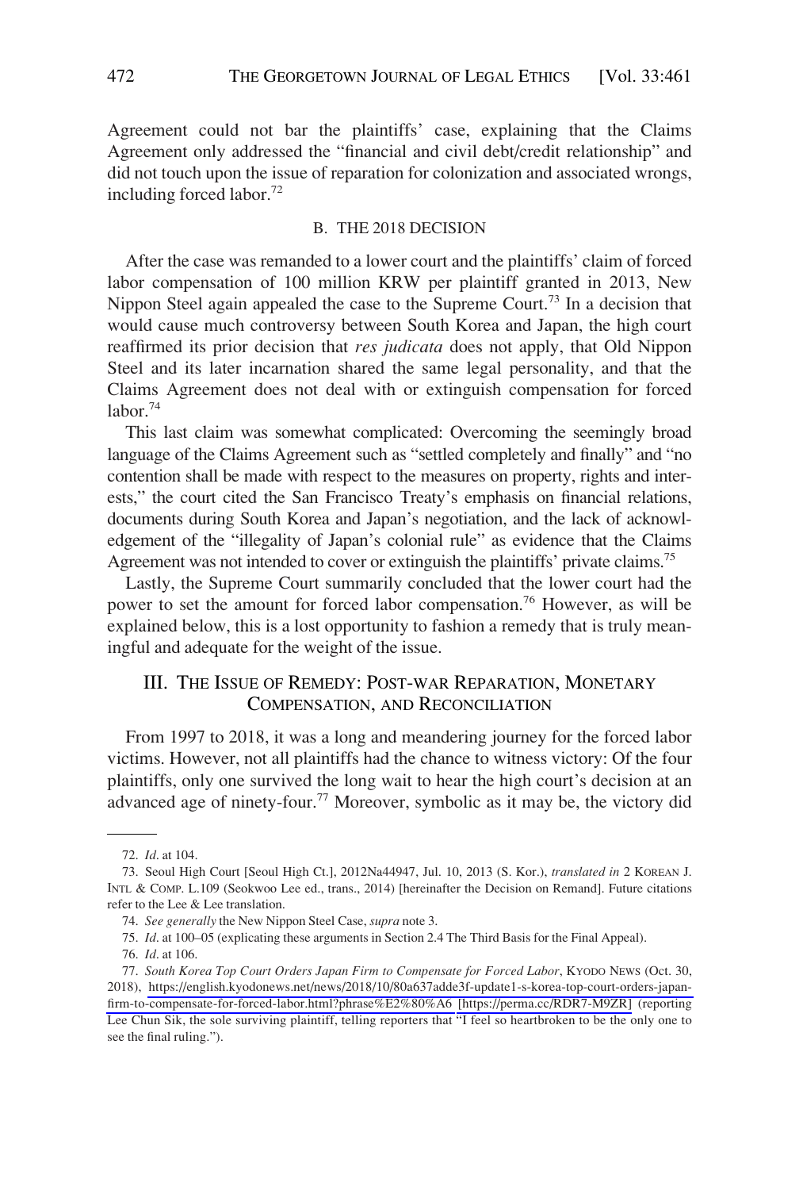Agreement could not bar the plaintiffs' case, explaining that the Claims Agreement only addressed the "financial and civil debt/credit relationship" and did not touch upon the issue of reparation for colonization and associated wrongs, including forced labor.[72]

### B. THE 2018 DECISION

After the case was remanded to a lower court and the plaintiffs' claim of forced labor compensation of 100 million KRW per plaintiff granted in 2013, New Nippon Steel again appealed the case to the Supreme Court.[73] In a decision that would cause much controversy between South Korea and Japan, the high court reaffirmed its prior decision that *res judicata* does not apply, that Old Nippon Steel and its later incarnation shared the same legal personality, and that the Claims Agreement does not deal with or extinguish compensation for forced labor.[74]

This last claim was somewhat complicated: Overcoming the seemingly broad language of the Claims Agreement such as "settled completely and finally" and "no contention shall be made with respect to the measures on property, rights and interests," the court cited the San Francisco Treaty's emphasis on financial relations, documents during South Korea and Japan's negotiation, and the lack of acknowledgement of the "illegality of Japan's colonial rule" as evidence that the Claims Agreement was not intended to cover or extinguish the plaintiffs' private claims.[75]

Lastly, the Supreme Court summarily concluded that the lower court had the power to set the amount for forced labor compensation.[76] However, as will be explained below, this is a lost opportunity to fashion a remedy that is truly meaningful and adequate for the weight of the issue.

## III. THE ISSUE OF REMEDY: POST-WAR REPARATION, MONETARY COMPENSATION, AND RECONCILIATION

From 1997 to 2018, it was a long and meandering journey for the forced labor victims. However, not all plaintiffs had the chance to witness victory: Of the four plaintiffs, only one survived the long wait to hear the high court's decision at an advanced age of ninety-four.[77] Moreover, symbolic as it may be, the victory did

---

72. *Id*. at 104.

73. Seoul High Court [Seoul High Ct.], 2012Na44947, Jul. 10, 2013 (S. Kor.), *translated in* 2 KOREAN J. INTL & COMP. L.109 (Seokwoo Lee ed., trans., 2014) [hereinafter the Decision on Remand]. Future citations refer to the Lee & Lee translation.

74. *See generally* the New Nippon Steel Case, *supra* note 3.

75. *Id*. at 100–05 (explicating these arguments in Section 2.4 The Third Basis for the Final Appeal).

76. *Id*. at 106.

77. *South Korea Top Court Orders Japan Firm to Compensate for Forced Labor*, KYODO NEWS (Oct. 30, 2018), https://english.kyodonews.net/news/2018/10/80a637adde3f-update1-s-korea-top-court-orders-japan-firm-to-compensate-for-forced-labor.html?phrase%E2%80%A6 [https://perma.cc/RDR7-M9ZR] (reporting Lee Chun Sik, the sole surviving plaintiff, telling reporters that "I feel so heartbroken to be the only one to see the final ruling.").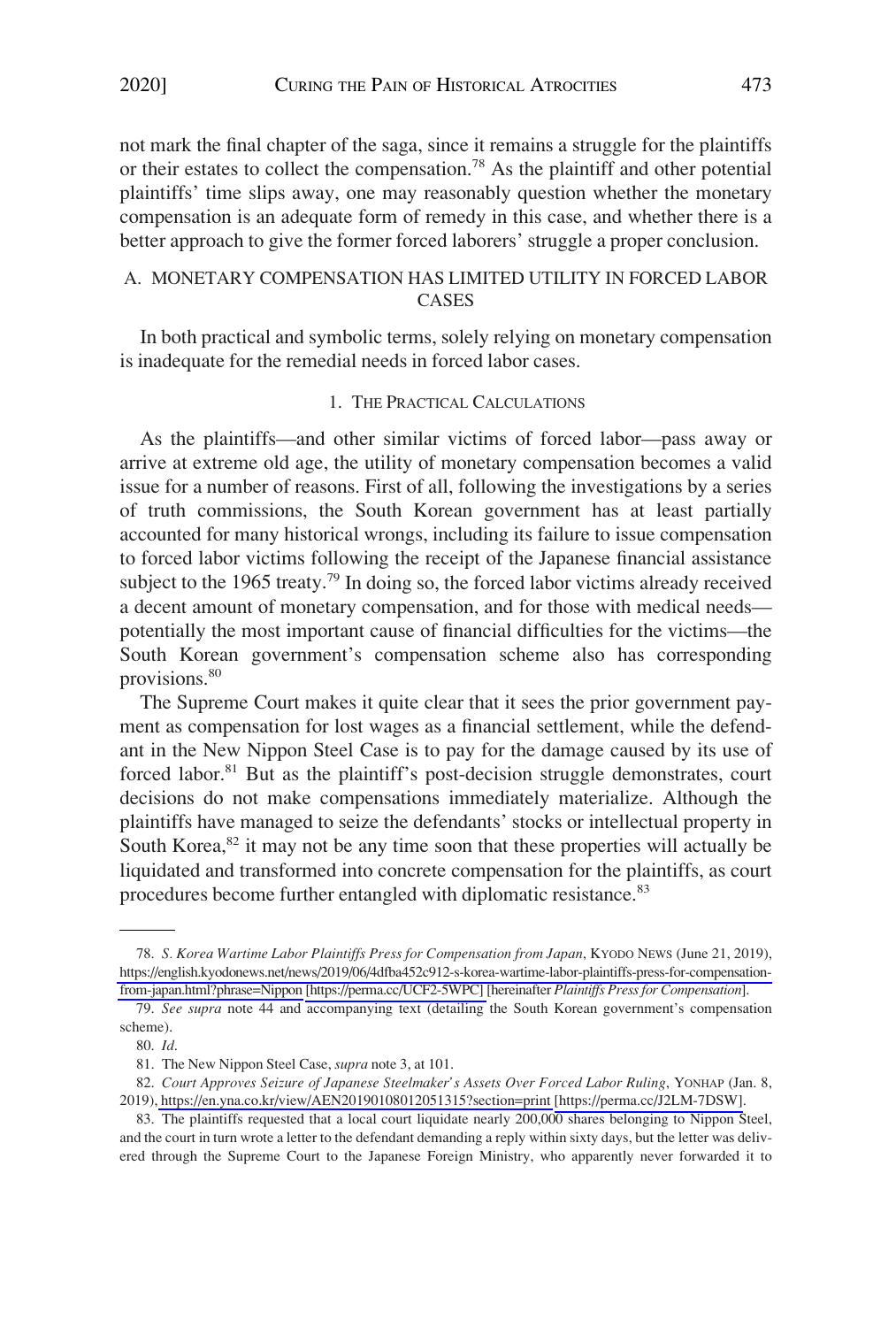not mark the final chapter of the saga, since it remains a struggle for the plaintiffs or their estates to collect the compensation.[78] As the plaintiff and other potential plaintiffs' time slips away, one may reasonably question whether the monetary compensation is an adequate form of remedy in this case, and whether there is a better approach to give the former forced laborers' struggle a proper conclusion.

## A. MONETARY COMPENSATION HAS LIMITED UTILITY IN FORCED LABOR CASES

In both practical and symbolic terms, solely relying on monetary compensation is inadequate for the remedial needs in forced labor cases.

### 1. THE PRACTICAL CALCULATIONS

As the plaintiffs—and other similar victims of forced labor—pass away or arrive at extreme old age, the utility of monetary compensation becomes a valid issue for a number of reasons. First of all, following the investigations by a series of truth commissions, the South Korean government has at least partially accounted for many historical wrongs, including its failure to issue compensation to forced labor victims following the receipt of the Japanese financial assistance subject to the 1965 treaty.[79] In doing so, the forced labor victims already received a decent amount of monetary compensation, and for those with medical needs—potentially the most important cause of financial difficulties for the victims—the South Korean government's compensation scheme also has corresponding provisions.[80]

The Supreme Court makes it quite clear that it sees the prior government payment as compensation for lost wages as a financial settlement, while the defendant in the New Nippon Steel Case is to pay for the damage caused by its use of forced labor.[81] But as the plaintiff's post-decision struggle demonstrates, court decisions do not make compensations immediately materialize. Although the plaintiffs have managed to seize the defendants' stocks or intellectual property in South Korea,[82] it may not be any time soon that these properties will actually be liquidated and transformed into concrete compensation for the plaintiffs, as court procedures become further entangled with diplomatic resistance.[83]

---

78. *S. Korea Wartime Labor Plaintiffs Press for Compensation from Japan*, KYODO NEWS (June 21, 2019), https://english.kyodonews.net/news/2019/06/4dfba452c912-s-korea-wartime-labor-plaintiffs-press-for-compensation-from-japan.html?phrase=Nippon [https://perma.cc/UCF2-5WPC] [hereinafter *Plaintiffs Press for Compensation*].

79. *See supra* note 44 and accompanying text (detailing the South Korean government's compensation scheme).

80. *Id*.

81. The New Nippon Steel Case, *supra* note 3, at 101.

82. *Court Approves Seizure of Japanese Steelmaker's Assets Over Forced Labor Ruling*, YONHAP (Jan. 8, 2019), https://en.yna.co.kr/view/AEN20190108012051315?section=print [https://perma.cc/J2LM-7DSW].

83. The plaintiffs requested that a local court liquidate nearly 200,000 shares belonging to Nippon Steel, and the court in turn wrote a letter to the defendant demanding a reply within sixty days, but the letter was delivered through the Supreme Court to the Japanese Foreign Ministry, who apparently never forwarded it to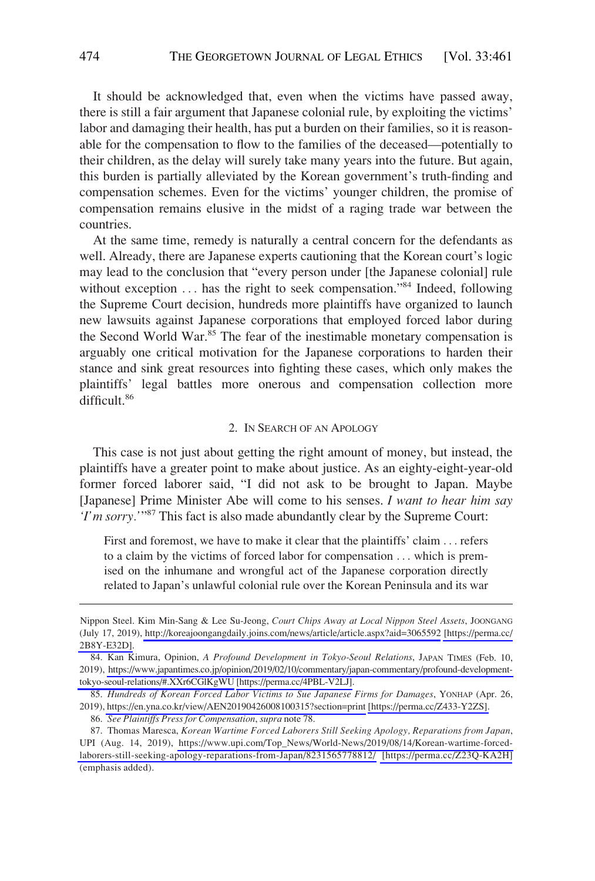It should be acknowledged that, even when the victims have passed away, there is still a fair argument that Japanese colonial rule, by exploiting the victims' labor and damaging their health, has put a burden on their families, so it is reasonable for the compensation to flow to the families of the deceased—potentially to their children, as the delay will surely take many years into the future. But again, this burden is partially alleviated by the Korean government's truth-finding and compensation schemes. Even for the victims' younger children, the promise of compensation remains elusive in the midst of a raging trade war between the countries.

At the same time, remedy is naturally a central concern for the defendants as well. Already, there are Japanese experts cautioning that the Korean court's logic may lead to the conclusion that "every person under [the Japanese colonial] rule without exception . . . has the right to seek compensation."[84] Indeed, following the Supreme Court decision, hundreds more plaintiffs have organized to launch new lawsuits against Japanese corporations that employed forced labor during the Second World War.[85] The fear of the inestimable monetary compensation is arguably one critical motivation for the Japanese corporations to harden their stance and sink great resources into fighting these cases, which only makes the plaintiffs' legal battles more onerous and compensation collection more difficult.[86]

### 2. In Search of an Apology

This case is not just about getting the right amount of money, but instead, the plaintiffs have a greater point to make about justice. As an eighty-eight-year-old former forced laborer said, "I did not ask to be brought to Japan. Maybe [Japanese] Prime Minister Abe will come to his senses. *I want to hear him say 'I'm sorry.'*"[87] This fact is also made abundantly clear by the Supreme Court:

> First and foremost, we have to make it clear that the plaintiffs' claim . . . refers to a claim by the victims of forced labor for compensation . . . which is premised on the inhumane and wrongful act of the Japanese corporation directly related to Japan's unlawful colonial rule over the Korean Peninsula and its war

---

Nippon Steel. Kim Min-Sang & Lee Su-Jeong, *Court Chips Away at Local Nippon Steel Assets*, JOONGANG (July 17, 2019), http://koreajoongangdaily.joins.com/news/article/article.aspx?aid=3065592 [https://perma.cc/2B8Y-E32D].

84. Kan Kimura, Opinion, *A Profound Development in Tokyo-Seoul Relations*, JAPAN TIMES (Feb. 10, 2019), https://www.japantimes.co.jp/opinion/2019/02/10/commentary/japan-commentary/profound-development-tokyo-seoul-relations/#.XXr6CGlKgWU [https://perma.cc/4PBL-V2LJ].

85. *Hundreds of Korean Forced Labor Victims to Sue Japanese Firms for Damages*, YONHAP (Apr. 26, 2019), https://en.yna.co.kr/view/AEN20190426008100315?section=print [https://perma.cc/Z433-Y2ZS].

86. *See Plaintiffs Press for Compensation*, *supra* note 78.

87. Thomas Maresca, *Korean Wartime Forced Laborers Still Seeking Apology, Reparations from Japan*, UPI (Aug. 14, 2019), https://www.upi.com/Top_News/World-News/2019/08/14/Korean-wartime-forced-laborers-still-seeking-apology-reparations-from-Japan/8231565778812/ [https://perma.cc/Z23Q-KA2H] (emphasis added).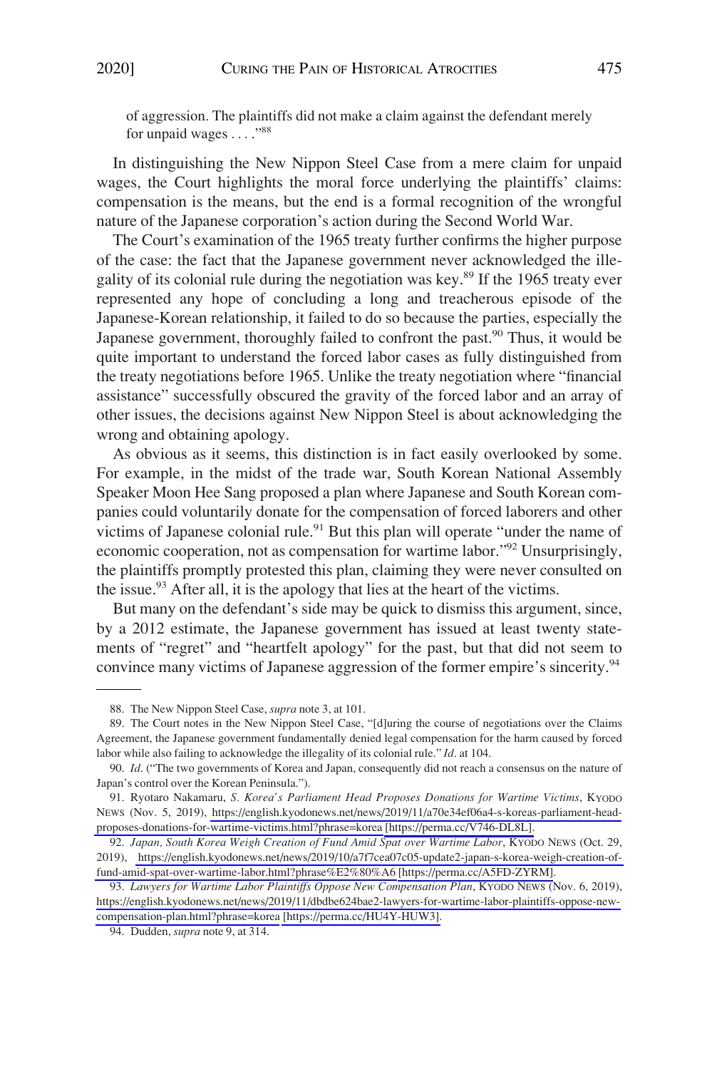of aggression. The plaintiffs did not make a claim against the defendant merely for unpaid wages . . . ."[88]

In distinguishing the New Nippon Steel Case from a mere claim for unpaid wages, the Court highlights the moral force underlying the plaintiffs' claims: compensation is the means, but the end is a formal recognition of the wrongful nature of the Japanese corporation's action during the Second World War.

The Court's examination of the 1965 treaty further confirms the higher purpose of the case: the fact that the Japanese government never acknowledged the illegality of its colonial rule during the negotiation was key.[89] If the 1965 treaty ever represented any hope of concluding a long and treacherous episode of the Japanese-Korean relationship, it failed to do so because the parties, especially the Japanese government, thoroughly failed to confront the past.[90] Thus, it would be quite important to understand the forced labor cases as fully distinguished from the treaty negotiations before 1965. Unlike the treaty negotiation where "financial assistance" successfully obscured the gravity of the forced labor and an array of other issues, the decisions against New Nippon Steel is about acknowledging the wrong and obtaining apology.

As obvious as it seems, this distinction is in fact easily overlooked by some. For example, in the midst of the trade war, South Korean National Assembly Speaker Moon Hee Sang proposed a plan where Japanese and South Korean companies could voluntarily donate for the compensation of forced laborers and other victims of Japanese colonial rule.[91] But this plan will operate "under the name of economic cooperation, not as compensation for wartime labor."[92] Unsurprisingly, the plaintiffs promptly protested this plan, claiming they were never consulted on the issue.[93] After all, it is the apology that lies at the heart of the victims.

But many on the defendant's side may be quick to dismiss this argument, since, by a 2012 estimate, the Japanese government has issued at least twenty statements of "regret" and "heartfelt apology" for the past, but that did not seem to convince many victims of Japanese aggression of the former empire's sincerity.[94]

---

88. The New Nippon Steel Case, *supra* note 3, at 101.

89. The Court notes in the New Nippon Steel Case, "[d]uring the course of negotiations over the Claims Agreement, the Japanese government fundamentally denied legal compensation for the harm caused by forced labor while also failing to acknowledge the illegality of its colonial rule." *Id*. at 104.

90. *Id*. ("The two governments of Korea and Japan, consequently did not reach a consensus on the nature of Japan's control over the Korean Peninsula.").

91. Ryotaro Nakamaru, *S. Korea's Parliament Head Proposes Donations for Wartime Victims*, KYODO NEWS (Nov. 5, 2019), https://english.kyodonews.net/news/2019/11/a70e34ef06a4-s-koreas-parliament-head-proposes-donations-for-wartime-victims.html?phrase=korea [https://perma.cc/V746-DL8L].

92. *Japan, South Korea Weigh Creation of Fund Amid Spat over Wartime Labor*, KYODO NEWS (Oct. 29, 2019), https://english.kyodonews.net/news/2019/10/a7f7cea07c05-update2-japan-s-korea-weigh-creation-of-fund-amid-spat-over-wartime-labor.html?phrase%E2%80%A6 [https://perma.cc/A5FD-ZYRM].

93. *Lawyers for Wartime Labor Plaintiffs Oppose New Compensation Plan*, KYODO NEWS (Nov. 6, 2019), https://english.kyodonews.net/news/2019/11/dbdbe624bae2-lawyers-for-wartime-labor-plaintiffs-oppose-new-compensation-plan.html?phrase=korea [https://perma.cc/HU4Y-HUW3].

94. Dudden, *supra* note 9, at 314.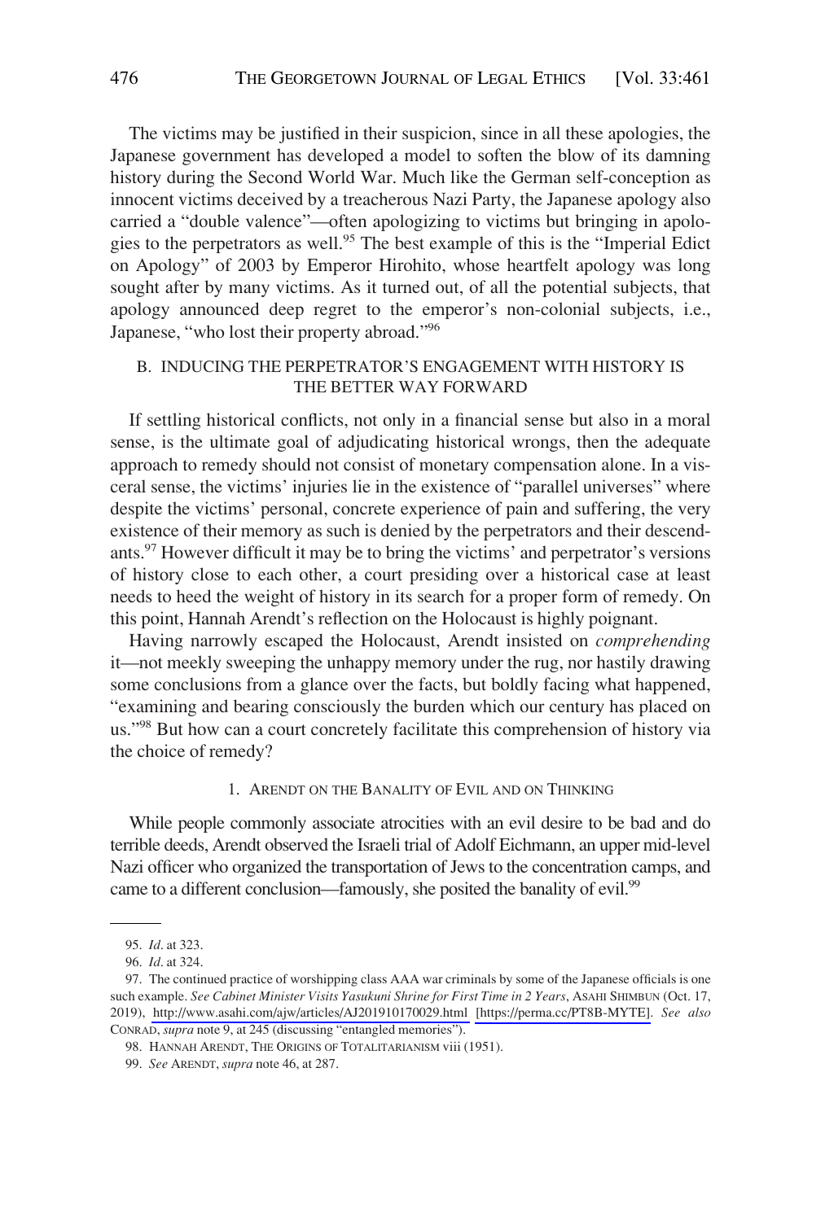The victims may be justified in their suspicion, since in all these apologies, the Japanese government has developed a model to soften the blow of its damning history during the Second World War. Much like the German self-conception as innocent victims deceived by a treacherous Nazi Party, the Japanese apology also carried a "double valence"—often apologizing to victims but bringing in apologies to the perpetrators as well.[95] The best example of this is the "Imperial Edict on Apology" of 2003 by Emperor Hirohito, whose heartfelt apology was long sought after by many victims. As it turned out, of all the potential subjects, that apology announced deep regret to the emperor's non-colonial subjects, i.e., Japanese, "who lost their property abroad."[96]

### B. INDUCING THE PERPETRATOR'S ENGAGEMENT WITH HISTORY IS THE BETTER WAY FORWARD

If settling historical conflicts, not only in a financial sense but also in a moral sense, is the ultimate goal of adjudicating historical wrongs, then the adequate approach to remedy should not consist of monetary compensation alone. In a visceral sense, the victims' injuries lie in the existence of "parallel universes" where despite the victims' personal, concrete experience of pain and suffering, the very existence of their memory as such is denied by the perpetrators and their descendants.[97] However difficult it may be to bring the victims' and perpetrator's versions of history close to each other, a court presiding over a historical case at least needs to heed the weight of history in its search for a proper form of remedy. On this point, Hannah Arendt's reflection on the Holocaust is highly poignant.

Having narrowly escaped the Holocaust, Arendt insisted on *comprehending* it—not meekly sweeping the unhappy memory under the rug, nor hastily drawing some conclusions from a glance over the facts, but boldly facing what happened, "examining and bearing consciously the burden which our century has placed on us."[98] But how can a court concretely facilitate this comprehension of history via the choice of remedy?

#### 1. ARENDT ON THE BANALITY OF EVIL AND ON THINKING

While people commonly associate atrocities with an evil desire to be bad and do terrible deeds, Arendt observed the Israeli trial of Adolf Eichmann, an upper mid-level Nazi officer who organized the transportation of Jews to the concentration camps, and came to a different conclusion—famously, she posited the banality of evil.[99]

---

95. *Id*. at 323.

96. *Id*. at 324.

97. The continued practice of worshipping class AAA war criminals by some of the Japanese officials is one such example. *See Cabinet Minister Visits Yasukuni Shrine for First Time in 2 Years*, ASAHI SHIMBUN (Oct. 17, 2019), http://www.asahi.com/ajw/articles/AJ201910170029.html [https://perma.cc/PT8B-MYTE]. *See also* CONRAD, *supra* note 9, at 245 (discussing "entangled memories").

98. HANNAH ARENDT, THE ORIGINS OF TOTALITARIANISM viii (1951).

99. *See* ARENDT, *supra* note 46, at 287.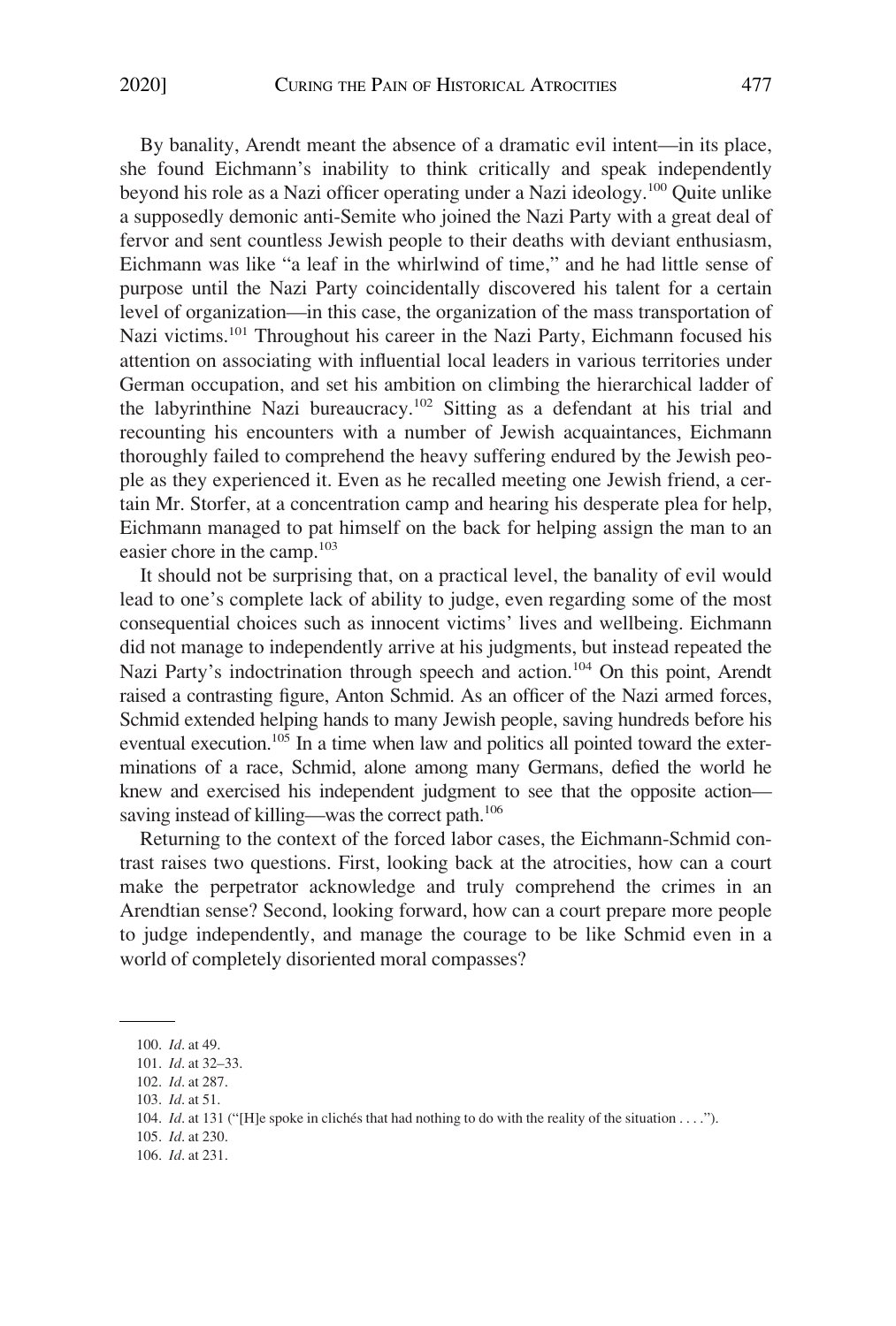By banality, Arendt meant the absence of a dramatic evil intent—in its place, she found Eichmann's inability to think critically and speak independently beyond his role as a Nazi officer operating under a Nazi ideology.[100] Quite unlike a supposedly demonic anti-Semite who joined the Nazi Party with a great deal of fervor and sent countless Jewish people to their deaths with deviant enthusiasm, Eichmann was like "a leaf in the whirlwind of time," and he had little sense of purpose until the Nazi Party coincidentally discovered his talent for a certain level of organization—in this case, the organization of the mass transportation of Nazi victims.[101] Throughout his career in the Nazi Party, Eichmann focused his attention on associating with influential local leaders in various territories under German occupation, and set his ambition on climbing the hierarchical ladder of the labyrinthine Nazi bureaucracy.[102] Sitting as a defendant at his trial and recounting his encounters with a number of Jewish acquaintances, Eichmann thoroughly failed to comprehend the heavy suffering endured by the Jewish people as they experienced it. Even as he recalled meeting one Jewish friend, a certain Mr. Storfer, at a concentration camp and hearing his desperate plea for help, Eichmann managed to pat himself on the back for helping assign the man to an easier chore in the camp.[103]

It should not be surprising that, on a practical level, the banality of evil would lead to one's complete lack of ability to judge, even regarding some of the most consequential choices such as innocent victims' lives and wellbeing. Eichmann did not manage to independently arrive at his judgments, but instead repeated the Nazi Party's indoctrination through speech and action.[104] On this point, Arendt raised a contrasting figure, Anton Schmid. As an officer of the Nazi armed forces, Schmid extended helping hands to many Jewish people, saving hundreds before his eventual execution.[105] In a time when law and politics all pointed toward the exterminations of a race, Schmid, alone among many Germans, defied the world he knew and exercised his independent judgment to see that the opposite action—saving instead of killing—was the correct path.[106]

Returning to the context of the forced labor cases, the Eichmann-Schmid contrast raises two questions. First, looking back at the atrocities, how can a court make the perpetrator acknowledge and truly comprehend the crimes in an Arendtian sense? Second, looking forward, how can a court prepare more people to judge independently, and manage the courage to be like Schmid even in a world of completely disoriented moral compasses?

---

100. *Id*. at 49.

101. *Id*. at 32–33.

102. *Id*. at 287.

103. *Id*. at 51.

104. *Id*. at 131 ("[H]e spoke in clichés that had nothing to do with the reality of the situation . . . .").

105. *Id*. at 230.

106. *Id*. at 231.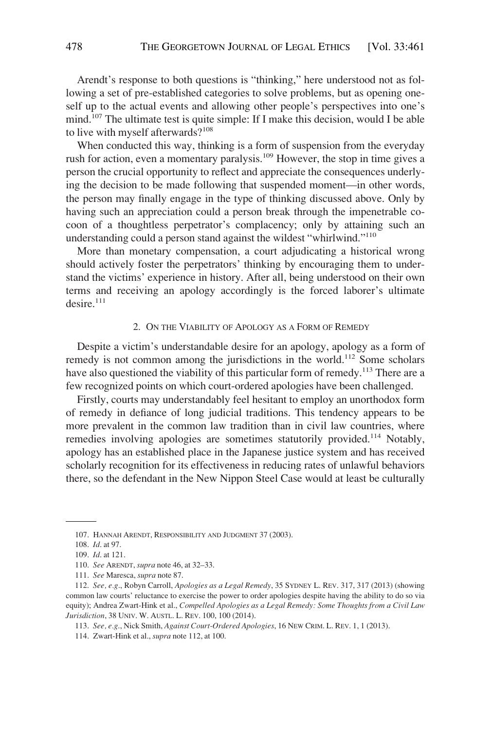Arendt's response to both questions is "thinking," here understood not as following a set of pre-established categories to solve problems, but as opening oneself up to the actual events and allowing other people's perspectives into one's mind.[107] The ultimate test is quite simple: If I make this decision, would I be able to live with myself afterwards?[108]

When conducted this way, thinking is a form of suspension from the everyday rush for action, even a momentary paralysis.[109] However, the stop in time gives a person the crucial opportunity to reflect and appreciate the consequences underlying the decision to be made following that suspended moment—in other words, the person may finally engage in the type of thinking discussed above. Only by having such an appreciation could a person break through the impenetrable cocoon of a thoughtless perpetrator's complacency; only by attaining such an understanding could a person stand against the wildest "whirlwind."[110]

More than monetary compensation, a court adjudicating a historical wrong should actively foster the perpetrators' thinking by encouraging them to understand the victims' experience in history. After all, being understood on their own terms and receiving an apology accordingly is the forced laborer's ultimate desire.[111]

### 2. On the Viability of Apology as a Form of Remedy

Despite a victim's understandable desire for an apology, apology as a form of remedy is not common among the jurisdictions in the world.[112] Some scholars have also questioned the viability of this particular form of remedy.[113] There are a few recognized points on which court-ordered apologies have been challenged.

Firstly, courts may understandably feel hesitant to employ an unorthodox form of remedy in defiance of long judicial traditions. This tendency appears to be more prevalent in the common law tradition than in civil law countries, where remedies involving apologies are sometimes statutorily provided.[114] Notably, apology has an established place in the Japanese justice system and has received scholarly recognition for its effectiveness in reducing rates of unlawful behaviors there, so the defendant in the New Nippon Steel Case would at least be culturally

---

107. Hannah Arendt, Responsibility and Judgment 37 (2003).

108. *Id*. at 97.

109. *Id*. at 121.

110. *See* Arendt, *supra* note 46, at 32–33.

111. *See* Maresca, *supra* note 87.

112. *See, e.g*., Robyn Carroll, *Apologies as a Legal Remedy*, 35 Sydney L. Rev. 317, 317 (2013) (showing common law courts' reluctance to exercise the power to order apologies despite having the ability to do so via equity); Andrea Zwart-Hink et al., *Compelled Apologies as a Legal Remedy: Some Thoughts from a Civil Law Jurisdiction*, 38 Univ. W. Austl. L. Rev. 100, 100 (2014).

113. *See, e.g*., Nick Smith, *Against Court-Ordered Apologies*, 16 New Crim. L. Rev. 1, 1 (2013).

114. Zwart-Hink et al., *supra* note 112, at 100.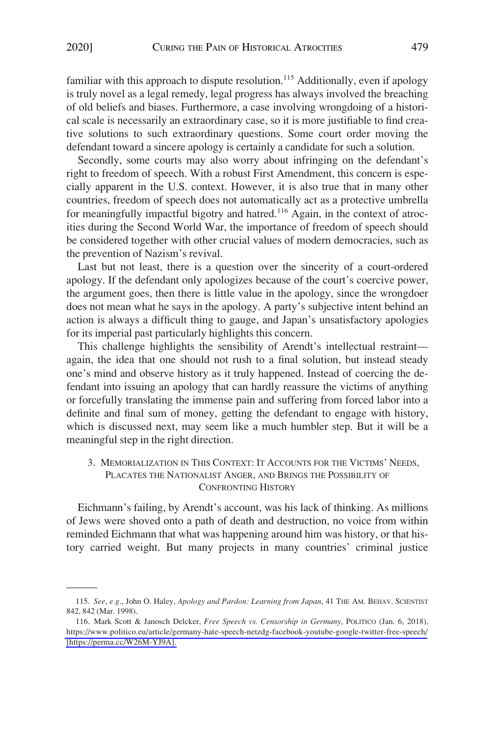familiar with this approach to dispute resolution.[115] Additionally, even if apology is truly novel as a legal remedy, legal progress has always involved the breaching of old beliefs and biases. Furthermore, a case involving wrongdoing of a historical scale is necessarily an extraordinary case, so it is more justifiable to find creative solutions to such extraordinary questions. Some court order moving the defendant toward a sincere apology is certainly a candidate for such a solution.

Secondly, some courts may also worry about infringing on the defendant's right to freedom of speech. With a robust First Amendment, this concern is especially apparent in the U.S. context. However, it is also true that in many other countries, freedom of speech does not automatically act as a protective umbrella for meaningfully impactful bigotry and hatred.[116] Again, in the context of atrocities during the Second World War, the importance of freedom of speech should be considered together with other crucial values of modern democracies, such as the prevention of Nazism's revival.

Last but not least, there is a question over the sincerity of a court-ordered apology. If the defendant only apologizes because of the court's coercive power, the argument goes, then there is little value in the apology, since the wrongdoer does not mean what he says in the apology. A party's subjective intent behind an action is always a difficult thing to gauge, and Japan's unsatisfactory apologies for its imperial past particularly highlights this concern.

This challenge highlights the sensibility of Arendt's intellectual restraint—again, the idea that one should not rush to a final solution, but instead steady one's mind and observe history as it truly happened. Instead of coercing the defendant into issuing an apology that can hardly reassure the victims of anything or forcefully translating the immense pain and suffering from forced labor into a definite and final sum of money, getting the defendant to engage with history, which is discussed next, may seem like a much humbler step. But it will be a meaningful step in the right direction.

### 3. Memorialization in This Context: It Accounts for the Victims' Needs, Placates the Nationalist Anger, and Brings the Possibility of Confronting History

Eichmann's failing, by Arendt's account, was his lack of thinking. As millions of Jews were shoved onto a path of death and destruction, no voice from within reminded Eichmann that what was happening around him was history, or that history carried weight. But many projects in many countries' criminal justice

---

115. *See*, *e.g*., John O. Haley, *Apology and Pardon: Learning from Japan*, 41 The Am. Behav. Scientist 842, 842 (Mar. 1998).

116. Mark Scott & Janosch Delcker, *Free Speech vs. Censorship in Germany*, Politico (Jan. 6, 2018), https://www.politico.eu/article/germany-hate-speech-netzdg-facebook-youtube-google-twitter-free-speech/ [https://perma.cc/W26M-YJ9A].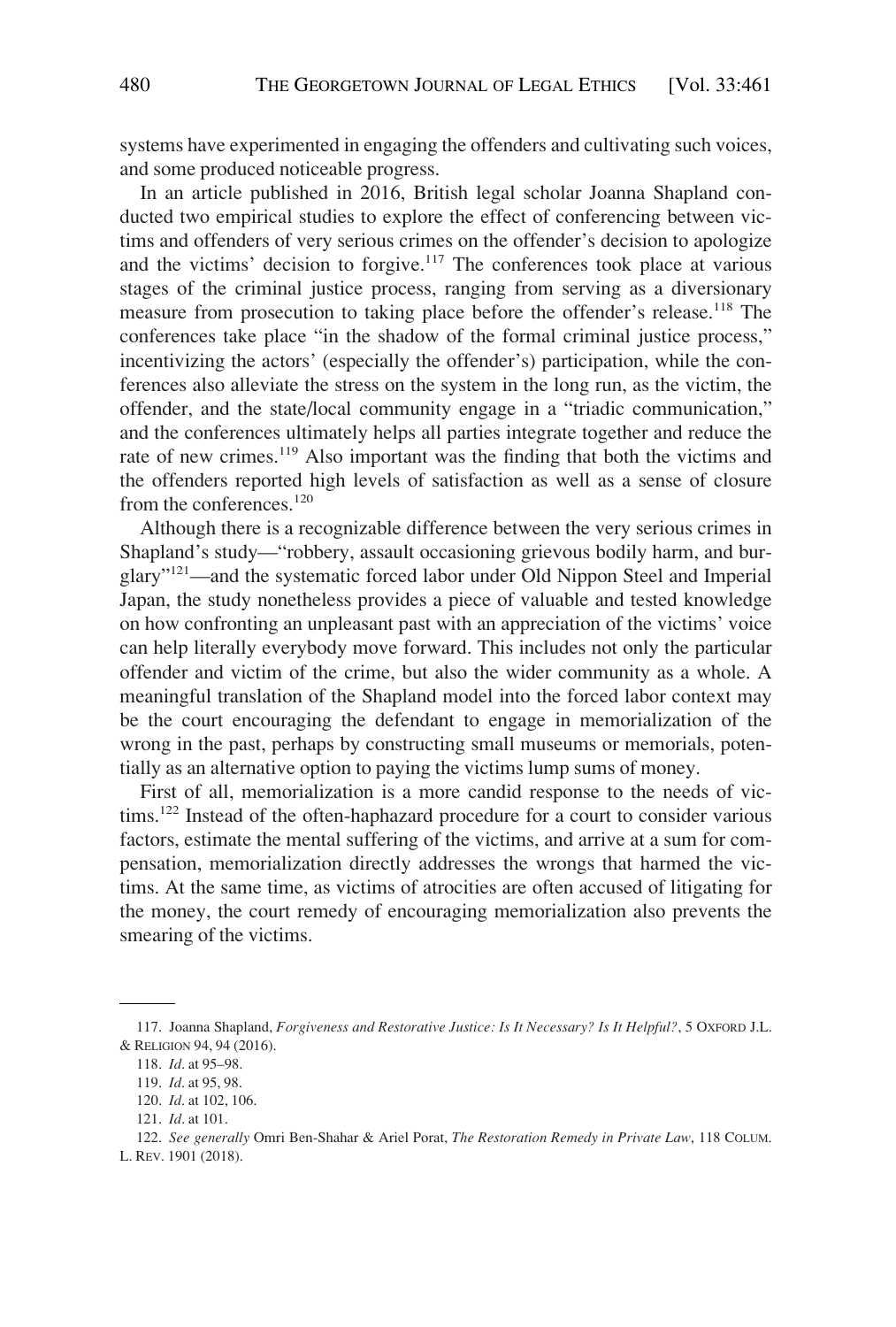systems have experimented in engaging the offenders and cultivating such voices, and some produced noticeable progress.

In an article published in 2016, British legal scholar Joanna Shapland conducted two empirical studies to explore the effect of conferencing between victims and offenders of very serious crimes on the offender's decision to apologize and the victims' decision to forgive.[117] The conferences took place at various stages of the criminal justice process, ranging from serving as a diversionary measure from prosecution to taking place before the offender's release.[118] The conferences take place "in the shadow of the formal criminal justice process," incentivizing the actors' (especially the offender's) participation, while the conferences also alleviate the stress on the system in the long run, as the victim, the offender, and the state/local community engage in a "triadic communication," and the conferences ultimately helps all parties integrate together and reduce the rate of new crimes.[119] Also important was the finding that both the victims and the offenders reported high levels of satisfaction as well as a sense of closure from the conferences.[120]

Although there is a recognizable difference between the very serious crimes in Shapland's study—"robbery, assault occasioning grievous bodily harm, and burglary"[121]—and the systematic forced labor under Old Nippon Steel and Imperial Japan, the study nonetheless provides a piece of valuable and tested knowledge on how confronting an unpleasant past with an appreciation of the victims' voice can help literally everybody move forward. This includes not only the particular offender and victim of the crime, but also the wider community as a whole. A meaningful translation of the Shapland model into the forced labor context may be the court encouraging the defendant to engage in memorialization of the wrong in the past, perhaps by constructing small museums or memorials, potentially as an alternative option to paying the victims lump sums of money.

First of all, memorialization is a more candid response to the needs of victims.[122] Instead of the often-haphazard procedure for a court to consider various factors, estimate the mental suffering of the victims, and arrive at a sum for compensation, memorialization directly addresses the wrongs that harmed the victims. At the same time, as victims of atrocities are often accused of litigating for the money, the court remedy of encouraging memorialization also prevents the smearing of the victims.

---

117. Joanna Shapland, *Forgiveness and Restorative Justice: Is It Necessary? Is It Helpful?*, 5 OXFORD J.L. & RELIGION 94, 94 (2016).

118. *Id*. at 95–98.

119. *Id*. at 95, 98.

120. *Id*. at 102, 106.

121. *Id*. at 101.

122. *See generally* Omri Ben-Shahar & Ariel Porat, *The Restoration Remedy in Private Law*, 118 COLUM. L. REV. 1901 (2018).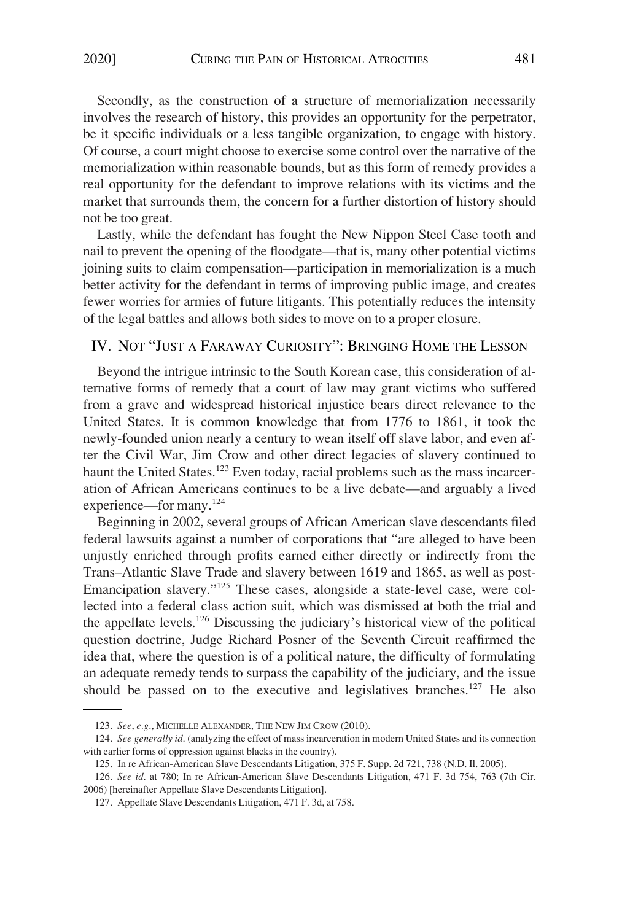Secondly, as the construction of a structure of memorialization necessarily involves the research of history, this provides an opportunity for the perpetrator, be it specific individuals or a less tangible organization, to engage with history. Of course, a court might choose to exercise some control over the narrative of the memorialization within reasonable bounds, but as this form of remedy provides a real opportunity for the defendant to improve relations with its victims and the market that surrounds them, the concern for a further distortion of history should not be too great.

Lastly, while the defendant has fought the New Nippon Steel Case tooth and nail to prevent the opening of the floodgate—that is, many other potential victims joining suits to claim compensation—participation in memorialization is a much better activity for the defendant in terms of improving public image, and creates fewer worries for armies of future litigants. This potentially reduces the intensity of the legal battles and allows both sides to move on to a proper closure.

## IV. Not "Just a Faraway Curiosity": Bringing Home the Lesson

Beyond the intrigue intrinsic to the South Korean case, this consideration of alternative forms of remedy that a court of law may grant victims who suffered from a grave and widespread historical injustice bears direct relevance to the United States. It is common knowledge that from 1776 to 1861, it took the newly-founded union nearly a century to wean itself off slave labor, and even after the Civil War, Jim Crow and other direct legacies of slavery continued to haunt the United States.[123] Even today, racial problems such as the mass incarceration of African Americans continues to be a live debate—and arguably a lived experience—for many.[124]

Beginning in 2002, several groups of African American slave descendants filed federal lawsuits against a number of corporations that "are alleged to have been unjustly enriched through profits earned either directly or indirectly from the Trans–Atlantic Slave Trade and slavery between 1619 and 1865, as well as post-Emancipation slavery."[125] These cases, alongside a state-level case, were collected into a federal class action suit, which was dismissed at both the trial and the appellate levels.[126] Discussing the judiciary's historical view of the political question doctrine, Judge Richard Posner of the Seventh Circuit reaffirmed the idea that, where the question is of a political nature, the difficulty of formulating an adequate remedy tends to surpass the capability of the judiciary, and the issue should be passed on to the executive and legislatives branches.[127] He also

---

123. *See*, *e.g.*, Michelle Alexander, The New Jim Crow (2010).

124. *See generally id.* (analyzing the effect of mass incarceration in modern United States and its connection with earlier forms of oppression against blacks in the country).

125. In re African-American Slave Descendants Litigation, 375 F. Supp. 2d 721, 738 (N.D. Il. 2005).

126. *See id.* at 780; In re African-American Slave Descendants Litigation, 471 F. 3d 754, 763 (7th Cir. 2006) [hereinafter Appellate Slave Descendants Litigation].

127. Appellate Slave Descendants Litigation, 471 F. 3d, at 758.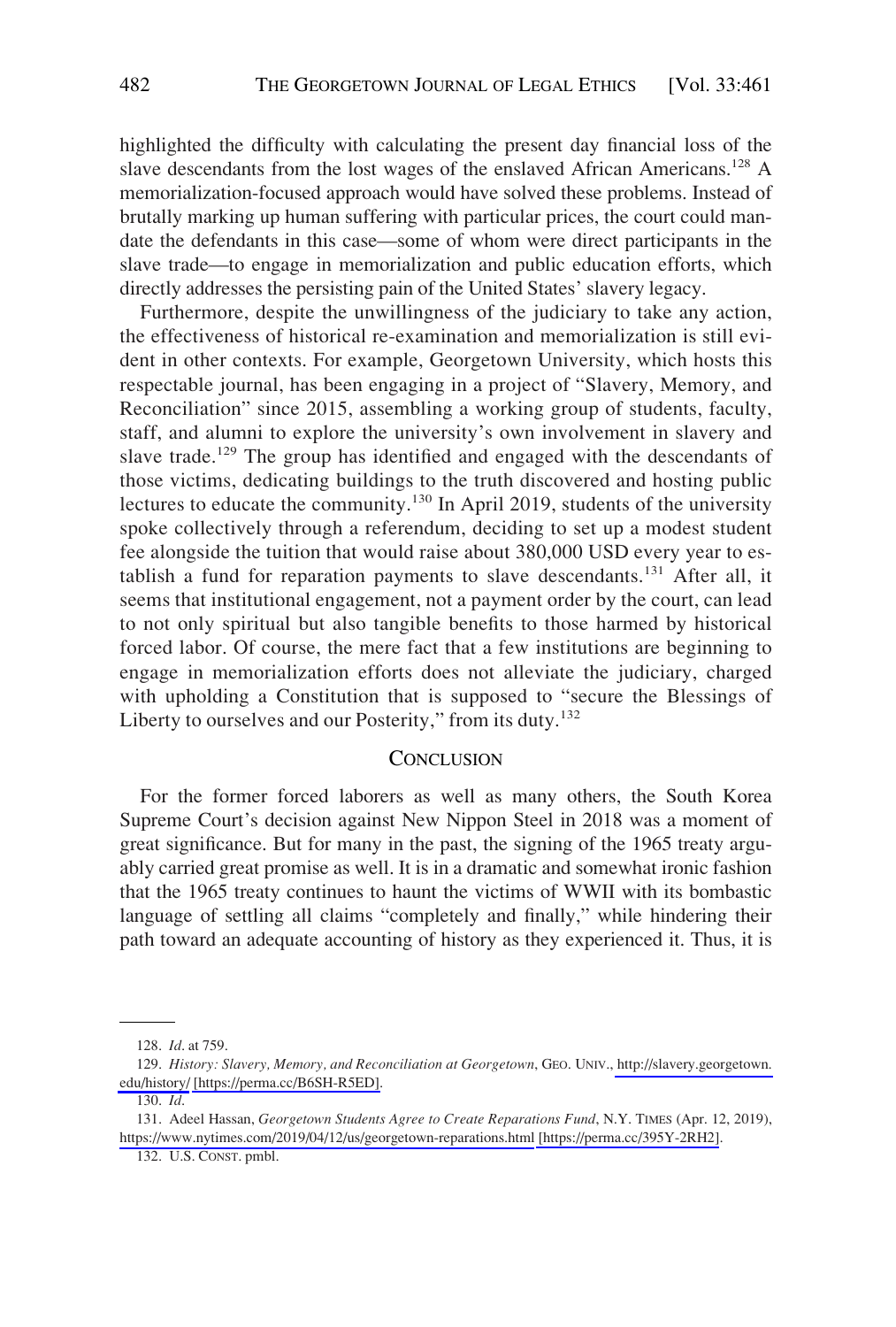highlighted the difficulty with calculating the present day financial loss of the slave descendants from the lost wages of the enslaved African Americans.[128] A memorialization-focused approach would have solved these problems. Instead of brutally marking up human suffering with particular prices, the court could mandate the defendants in this case—some of whom were direct participants in the slave trade—to engage in memorialization and public education efforts, which directly addresses the persisting pain of the United States' slavery legacy.

Furthermore, despite the unwillingness of the judiciary to take any action, the effectiveness of historical re-examination and memorialization is still evident in other contexts. For example, Georgetown University, which hosts this respectable journal, has been engaging in a project of "Slavery, Memory, and Reconciliation" since 2015, assembling a working group of students, faculty, staff, and alumni to explore the university's own involvement in slavery and slave trade.[129] The group has identified and engaged with the descendants of those victims, dedicating buildings to the truth discovered and hosting public lectures to educate the community.[130] In April 2019, students of the university spoke collectively through a referendum, deciding to set up a modest student fee alongside the tuition that would raise about 380,000 USD every year to establish a fund for reparation payments to slave descendants.[131] After all, it seems that institutional engagement, not a payment order by the court, can lead to not only spiritual but also tangible benefits to those harmed by historical forced labor. Of course, the mere fact that a few institutions are beginning to engage in memorialization efforts does not alleviate the judiciary, charged with upholding a Constitution that is supposed to "secure the Blessings of Liberty to ourselves and our Posterity," from its duty.[132]

## CONCLUSION

For the former forced laborers as well as many others, the South Korea Supreme Court's decision against New Nippon Steel in 2018 was a moment of great significance. But for many in the past, the signing of the 1965 treaty arguably carried great promise as well. It is in a dramatic and somewhat ironic fashion that the 1965 treaty continues to haunt the victims of WWII with its bombastic language of settling all claims "completely and finally," while hindering their path toward an adequate accounting of history as they experienced it. Thus, it is

---

128. *Id.* at 759.

129. *History: Slavery, Memory, and Reconciliation at Georgetown*, GEO. UNIV., http://slavery.georgetown.edu/history/ [https://perma.cc/B6SH-R5ED].

130. *Id.*

131. Adeel Hassan, *Georgetown Students Agree to Create Reparations Fund*, N.Y. TIMES (Apr. 12, 2019), https://www.nytimes.com/2019/04/12/us/georgetown-reparations.html [https://perma.cc/395Y-2RH2].

132. U.S. CONST. pmbl.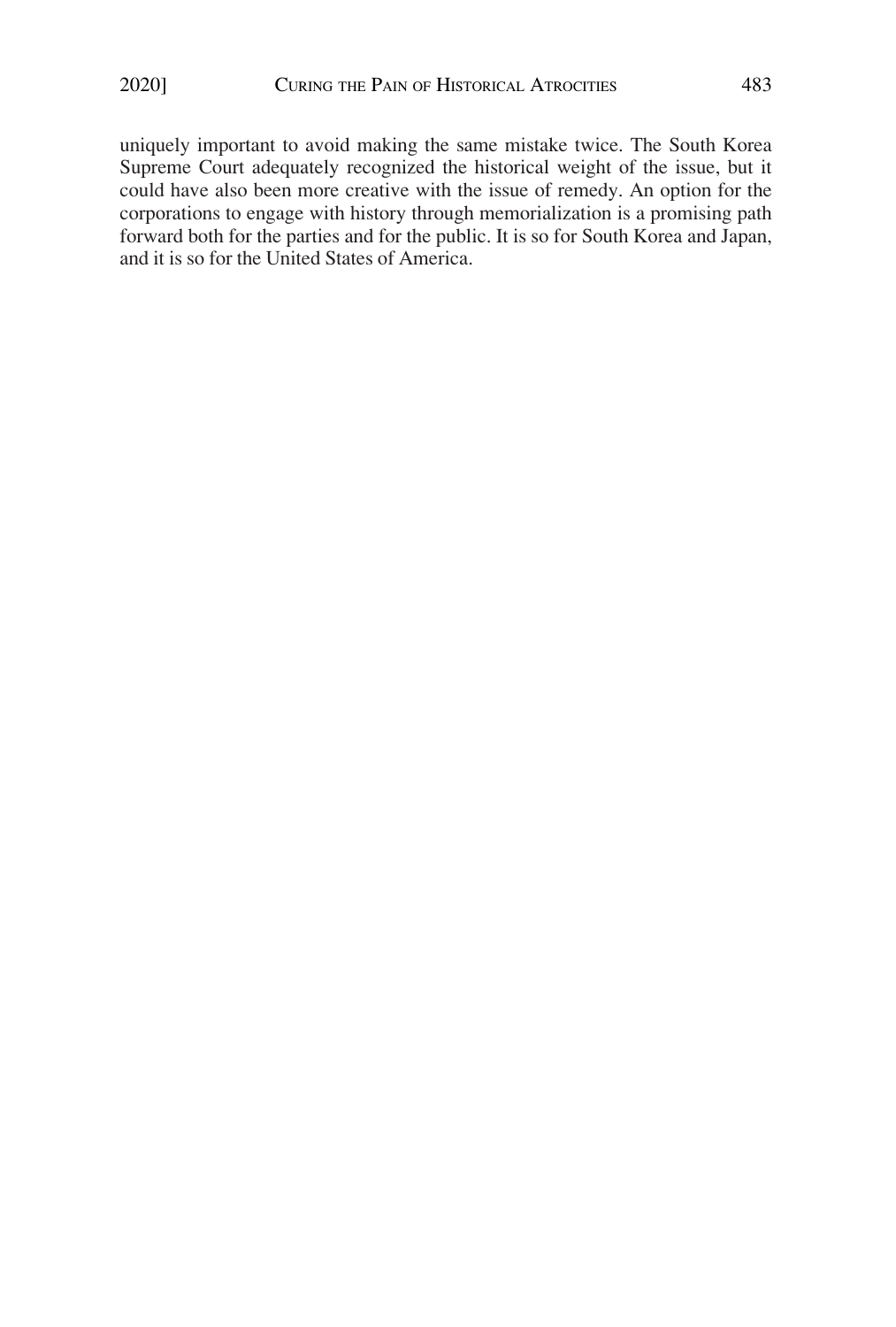uniquely important to avoid making the same mistake twice. The South Korea Supreme Court adequately recognized the historical weight of the issue, but it could have also been more creative with the issue of remedy. An option for the corporations to engage with history through memorialization is a promising path forward both for the parties and for the public. It is so for South Korea and Japan, and it is so for the United States of America.